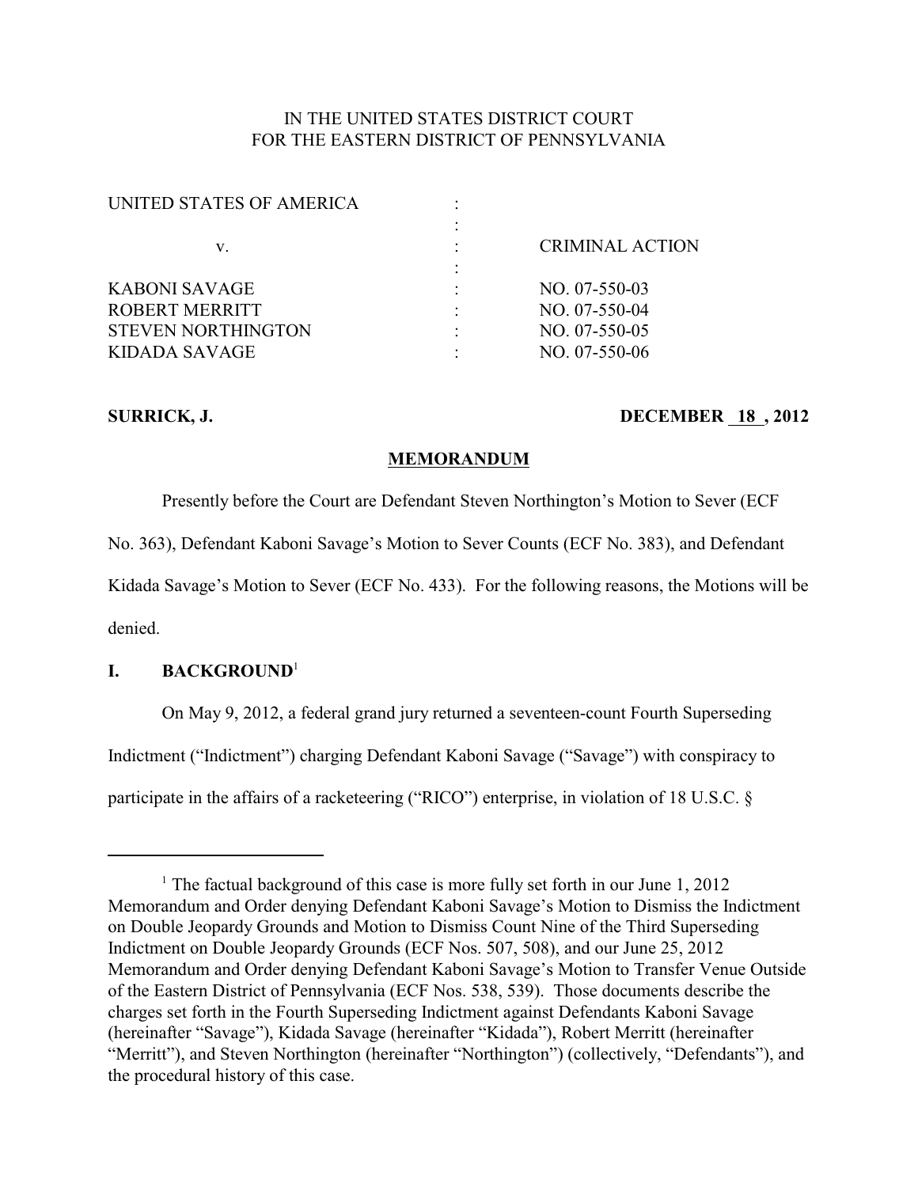IN THE UNITED STATES DISTRICT COURT
FOR THE EASTERN DISTRICT OF PENNSYLVANIA

| | | |
|---|---|---|
| UNITED STATES OF AMERICA | : | |
| | : | |
| v. | : | CRIMINAL ACTION |
| | : | |
| KABONI SAVAGE | : | NO. 07-550-03 |
| ROBERT MERRITT | : | NO. 07-550-04 |
| STEVEN NORTHINGTON | : | NO. 07-550-05 |
| KIDADA SAVAGE | : | NO. 07-550-06 |

**SURRICK, J.** **DECEMBER 18 , 2012**

**MEMORANDUM**

Presently before the Court are Defendant Steven Northington's Motion to Sever (ECF No. 363), Defendant Kaboni Savage's Motion to Sever Counts (ECF No. 383), and Defendant Kidada Savage's Motion to Sever (ECF No. 433). For the following reasons, the Motions will be denied.

## I. BACKGROUND[1]

On May 9, 2012, a federal grand jury returned a seventeen-count Fourth Superseding Indictment ("Indictment") charging Defendant Kaboni Savage ("Savage") with conspiracy to participate in the affairs of a racketeering ("RICO") enterprise, in violation of 18 U.S.C. §

---

[1] The factual background of this case is more fully set forth in our June 1, 2012 Memorandum and Order denying Defendant Kaboni Savage's Motion to Dismiss the Indictment on Double Jeopardy Grounds and Motion to Dismiss Count Nine of the Third Superseding Indictment on Double Jeopardy Grounds (ECF Nos. 507, 508), and our June 25, 2012 Memorandum and Order denying Defendant Kaboni Savage's Motion to Transfer Venue Outside of the Eastern District of Pennsylvania (ECF Nos. 538, 539). Those documents describe the charges set forth in the Fourth Superseding Indictment against Defendants Kaboni Savage (hereinafter "Savage"), Kidada Savage (hereinafter "Kidada"), Robert Merritt (hereinafter "Merritt"), and Steven Northington (hereinafter "Northington") (collectively, "Defendants"), and the procedural history of this case.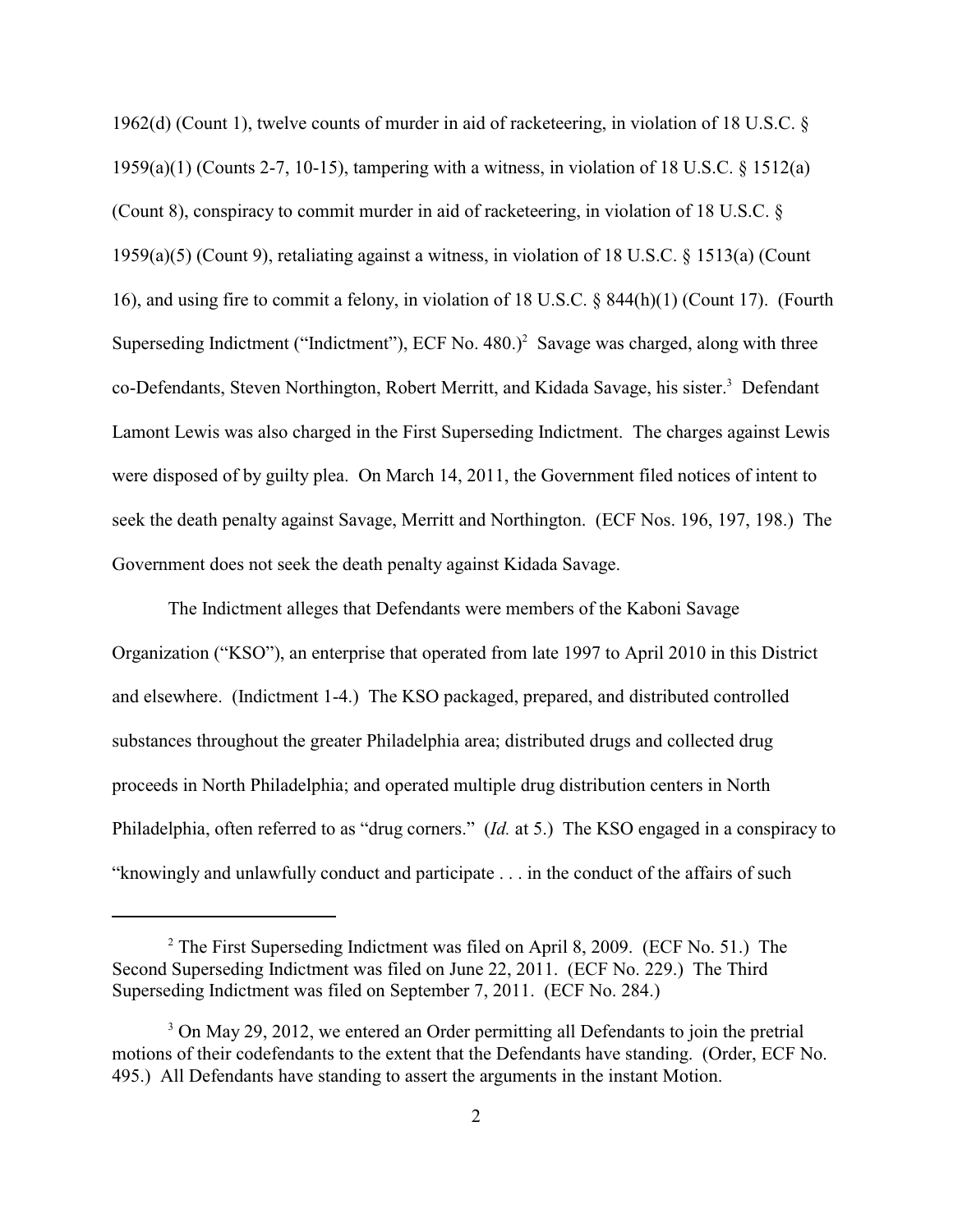1962(d) (Count 1), twelve counts of murder in aid of racketeering, in violation of 18 U.S.C. § 1959(a)(1) (Counts 2-7, 10-15), tampering with a witness, in violation of 18 U.S.C. § 1512(a) (Count 8), conspiracy to commit murder in aid of racketeering, in violation of 18 U.S.C. § 1959(a)(5) (Count 9), retaliating against a witness, in violation of 18 U.S.C. § 1513(a) (Count 16), and using fire to commit a felony, in violation of 18 U.S.C. § 844(h)(1) (Count 17). (Fourth Superseding Indictment ("Indictment"), ECF No. 480.)[2] Savage was charged, along with three co-Defendants, Steven Northington, Robert Merritt, and Kidada Savage, his sister.[3] Defendant Lamont Lewis was also charged in the First Superseding Indictment. The charges against Lewis were disposed of by guilty plea. On March 14, 2011, the Government filed notices of intent to seek the death penalty against Savage, Merritt and Northington. (ECF Nos. 196, 197, 198.) The Government does not seek the death penalty against Kidada Savage.

The Indictment alleges that Defendants were members of the Kaboni Savage Organization ("KSO"), an enterprise that operated from late 1997 to April 2010 in this District and elsewhere. (Indictment 1-4.) The KSO packaged, prepared, and distributed controlled substances throughout the greater Philadelphia area; distributed drugs and collected drug proceeds in North Philadelphia; and operated multiple drug distribution centers in North Philadelphia, often referred to as "drug corners." (*Id.* at 5.) The KSO engaged in a conspiracy to "knowingly and unlawfully conduct and participate . . . in the conduct of the affairs of such

---

[2] The First Superseding Indictment was filed on April 8, 2009. (ECF No. 51.) The Second Superseding Indictment was filed on June 22, 2011. (ECF No. 229.) The Third Superseding Indictment was filed on September 7, 2011. (ECF No. 284.)

[3] On May 29, 2012, we entered an Order permitting all Defendants to join the pretrial motions of their codefendants to the extent that the Defendants have standing. (Order, ECF No. 495.) All Defendants have standing to assert the arguments in the instant Motion.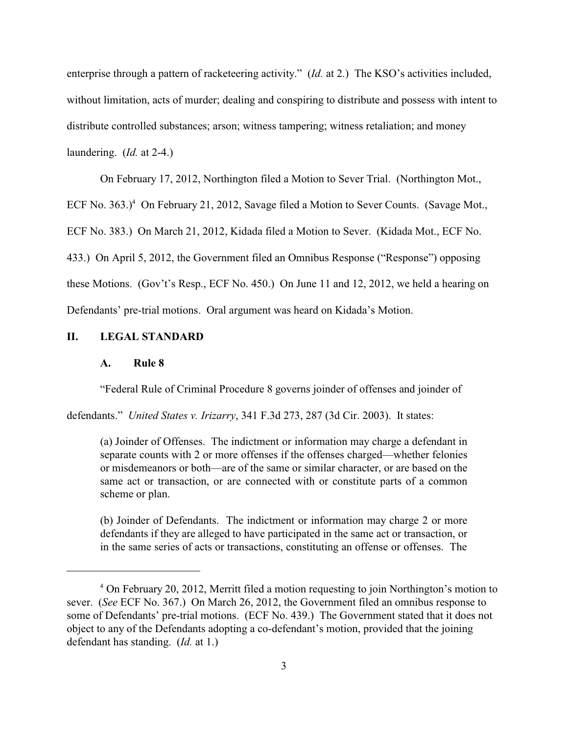enterprise through a pattern of racketeering activity." (*Id.* at 2.) The KSO's activities included, without limitation, acts of murder; dealing and conspiring to distribute and possess with intent to distribute controlled substances; arson; witness tampering; witness retaliation; and money laundering. (*Id.* at 2-4.)

On February 17, 2012, Northington filed a Motion to Sever Trial. (Northington Mot., ECF No. 363.)[4] On February 21, 2012, Savage filed a Motion to Sever Counts. (Savage Mot., ECF No. 383.) On March 21, 2012, Kidada filed a Motion to Sever. (Kidada Mot., ECF No. 433.) On April 5, 2012, the Government filed an Omnibus Response ("Response") opposing these Motions. (Gov't's Resp., ECF No. 450.) On June 11 and 12, 2012, we held a hearing on Defendants' pre-trial motions. Oral argument was heard on Kidada's Motion.

## II. LEGAL STANDARD

### A. Rule 8

"Federal Rule of Criminal Procedure 8 governs joinder of offenses and joinder of defendants." *United States v. Irizarry*, 341 F.3d 273, 287 (3d Cir. 2003). It states:

> (a) Joinder of Offenses. The indictment or information may charge a defendant in separate counts with 2 or more offenses if the offenses charged—whether felonies or misdemeanors or both—are of the same or similar character, or are based on the same act or transaction, or are connected with or constitute parts of a common scheme or plan.
>
> (b) Joinder of Defendants. The indictment or information may charge 2 or more defendants if they are alleged to have participated in the same act or transaction, or in the same series of acts or transactions, constituting an offense or offenses. The

---

[4] On February 20, 2012, Merritt filed a motion requesting to join Northington's motion to sever. (*See* ECF No. 367.) On March 26, 2012, the Government filed an omnibus response to some of Defendants' pre-trial motions. (ECF No. 439.) The Government stated that it does not object to any of the Defendants adopting a co-defendant's motion, provided that the joining defendant has standing. (*Id.* at 1.)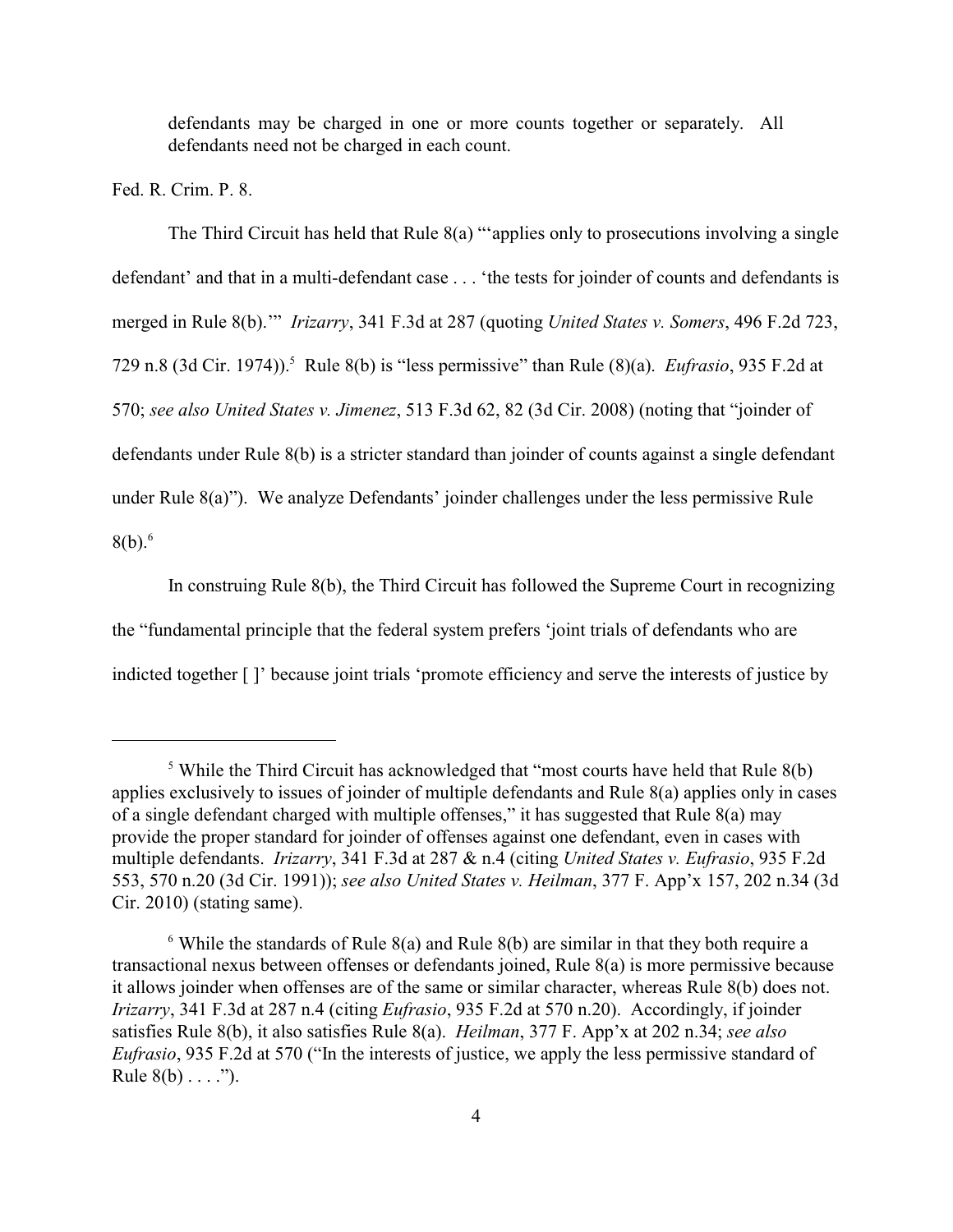defendants may be charged in one or more counts together or separately. All defendants need not be charged in each count.

Fed. R. Crim. P. 8.

The Third Circuit has held that Rule 8(a) "'applies only to prosecutions involving a single defendant' and that in a multi-defendant case . . . 'the tests for joinder of counts and defendants is merged in Rule 8(b).'" *Irizarry*, 341 F.3d at 287 (quoting *United States v. Somers*, 496 F.2d 723, 729 n.8 (3d Cir. 1974)).[5] Rule 8(b) is "less permissive" than Rule (8)(a). *Eufrasio*, 935 F.2d at 570; *see also United States v. Jimenez*, 513 F.3d 62, 82 (3d Cir. 2008) (noting that "joinder of defendants under Rule 8(b) is a stricter standard than joinder of counts against a single defendant under Rule 8(a)"). We analyze Defendants' joinder challenges under the less permissive Rule 8(b).[6]

In construing Rule 8(b), the Third Circuit has followed the Supreme Court in recognizing the "fundamental principle that the federal system prefers 'joint trials of defendants who are indicted together [ ]' because joint trials 'promote efficiency and serve the interests of justice by

---

[5] While the Third Circuit has acknowledged that "most courts have held that Rule 8(b) applies exclusively to issues of joinder of multiple defendants and Rule 8(a) applies only in cases of a single defendant charged with multiple offenses," it has suggested that Rule 8(a) may provide the proper standard for joinder of offenses against one defendant, even in cases with multiple defendants. *Irizarry*, 341 F.3d at 287 & n.4 (citing *United States v. Eufrasio*, 935 F.2d 553, 570 n.20 (3d Cir. 1991)); *see also United States v. Heilman*, 377 F. App'x 157, 202 n.34 (3d Cir. 2010) (stating same).

[6] While the standards of Rule 8(a) and Rule 8(b) are similar in that they both require a transactional nexus between offenses or defendants joined, Rule 8(a) is more permissive because it allows joinder when offenses are of the same or similar character, whereas Rule 8(b) does not. *Irizarry*, 341 F.3d at 287 n.4 (citing *Eufrasio*, 935 F.2d at 570 n.20). Accordingly, if joinder satisfies Rule 8(b), it also satisfies Rule 8(a). *Heilman*, 377 F. App'x at 202 n.34; *see also Eufrasio*, 935 F.2d at 570 ("In the interests of justice, we apply the less permissive standard of Rule 8(b) . . . .").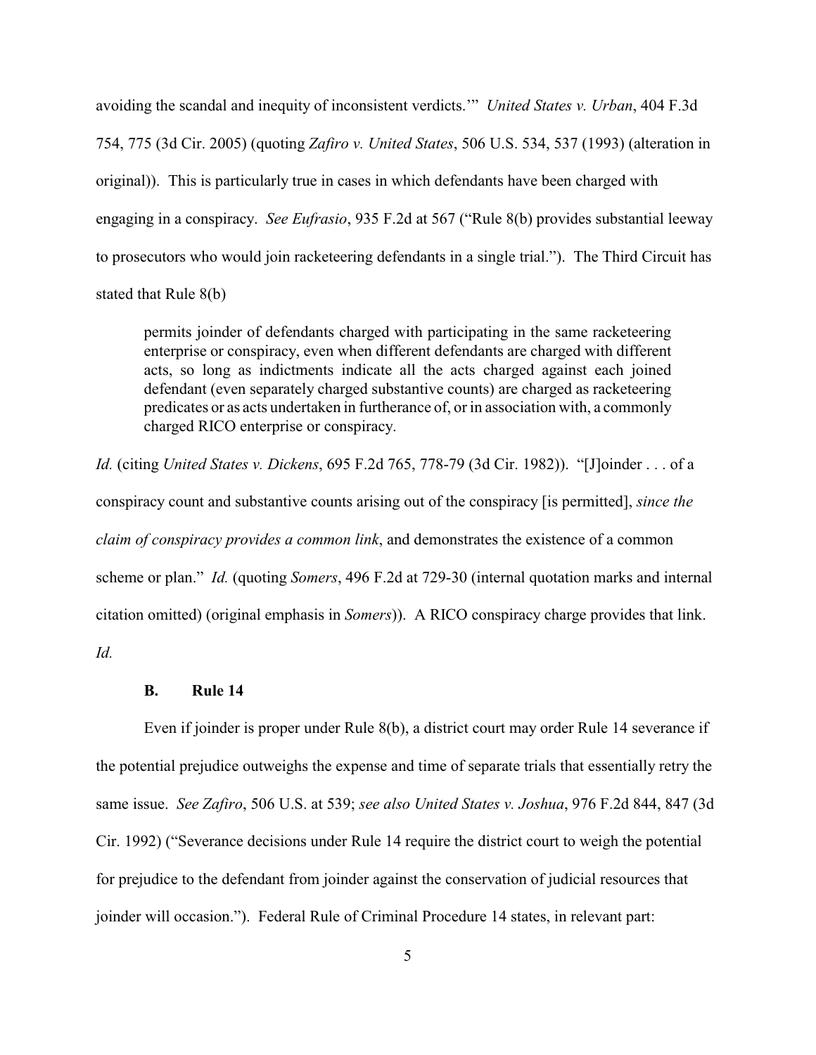avoiding the scandal and inequity of inconsistent verdicts.'" *United States v. Urban*, 404 F.3d 754, 775 (3d Cir. 2005) (quoting *Zafiro v. United States*, 506 U.S. 534, 537 (1993) (alteration in original)). This is particularly true in cases in which defendants have been charged with engaging in a conspiracy. *See Eufrasio*, 935 F.2d at 567 ("Rule 8(b) provides substantial leeway to prosecutors who would join racketeering defendants in a single trial."). The Third Circuit has stated that Rule 8(b)

> permits joinder of defendants charged with participating in the same racketeering enterprise or conspiracy, even when different defendants are charged with different acts, so long as indictments indicate all the acts charged against each joined defendant (even separately charged substantive counts) are charged as racketeering predicates or as acts undertaken in furtherance of, or in association with, a commonly charged RICO enterprise or conspiracy.

*Id.* (citing *United States v. Dickens*, 695 F.2d 765, 778-79 (3d Cir. 1982)). "[J]oinder . . . of a conspiracy count and substantive counts arising out of the conspiracy [is permitted], *since the claim of conspiracy provides a common link*, and demonstrates the existence of a common scheme or plan." *Id.* (quoting *Somers*, 496 F.2d at 729-30 (internal quotation marks and internal citation omitted) (original emphasis in *Somers*)). A RICO conspiracy charge provides that link. *Id.*

### B. Rule 14

Even if joinder is proper under Rule 8(b), a district court may order Rule 14 severance if the potential prejudice outweighs the expense and time of separate trials that essentially retry the same issue. *See Zafiro*, 506 U.S. at 539; *see also United States v. Joshua*, 976 F.2d 844, 847 (3d Cir. 1992) ("Severance decisions under Rule 14 require the district court to weigh the potential for prejudice to the defendant from joinder against the conservation of judicial resources that joinder will occasion."). Federal Rule of Criminal Procedure 14 states, in relevant part: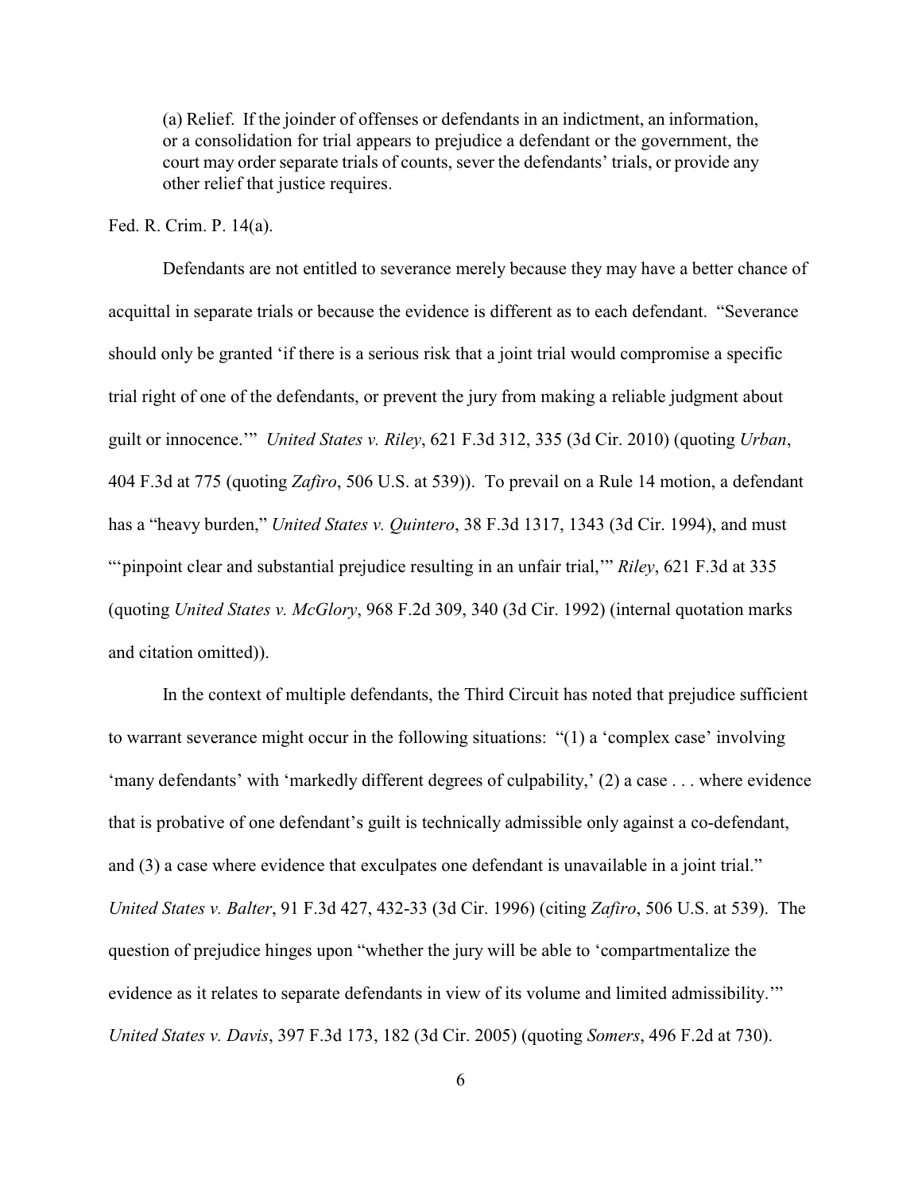> (a) Relief. If the joinder of offenses or defendants in an indictment, an information, or a consolidation for trial appears to prejudice a defendant or the government, the court may order separate trials of counts, sever the defendants' trials, or provide any other relief that justice requires.

Fed. R. Crim. P. 14(a).

Defendants are not entitled to severance merely because they may have a better chance of acquittal in separate trials or because the evidence is different as to each defendant. "Severance should only be granted 'if there is a serious risk that a joint trial would compromise a specific trial right of one of the defendants, or prevent the jury from making a reliable judgment about guilt or innocence.'" *United States v. Riley*, 621 F.3d 312, 335 (3d Cir. 2010) (quoting *Urban*, 404 F.3d at 775 (quoting *Zafiro*, 506 U.S. at 539)). To prevail on a Rule 14 motion, a defendant has a "heavy burden," *United States v. Quintero*, 38 F.3d 1317, 1343 (3d Cir. 1994), and must "'pinpoint clear and substantial prejudice resulting in an unfair trial,'" *Riley*, 621 F.3d at 335 (quoting *United States v. McGlory*, 968 F.2d 309, 340 (3d Cir. 1992) (internal quotation marks and citation omitted)).

In the context of multiple defendants, the Third Circuit has noted that prejudice sufficient to warrant severance might occur in the following situations: "(1) a 'complex case' involving 'many defendants' with 'markedly different degrees of culpability,' (2) a case . . . where evidence that is probative of one defendant's guilt is technically admissible only against a co-defendant, and (3) a case where evidence that exculpates one defendant is unavailable in a joint trial." *United States v. Balter*, 91 F.3d 427, 432-33 (3d Cir. 1996) (citing *Zafiro*, 506 U.S. at 539). The question of prejudice hinges upon "whether the jury will be able to 'compartmentalize the evidence as it relates to separate defendants in view of its volume and limited admissibility.'" *United States v. Davis*, 397 F.3d 173, 182 (3d Cir. 2005) (quoting *Somers*, 496 F.2d at 730).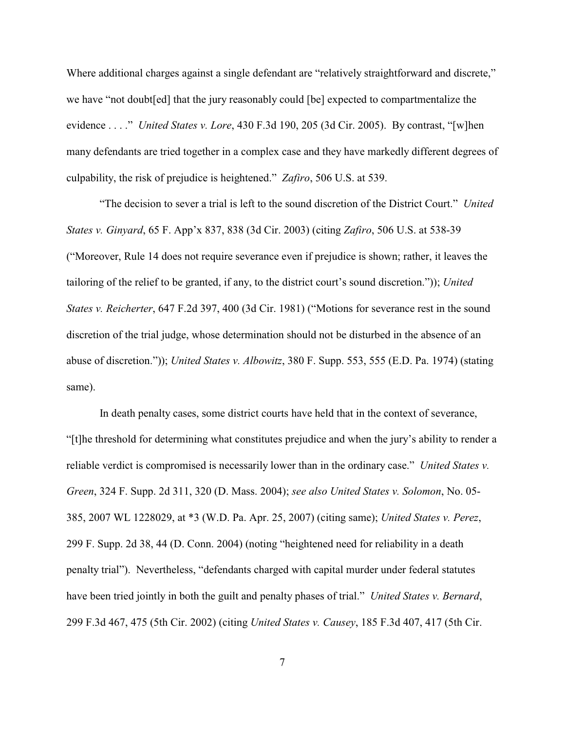Where additional charges against a single defendant are "relatively straightforward and discrete," we have "not doubt[ed] that the jury reasonably could [be] expected to compartmentalize the evidence . . . ." *United States v. Lore*, 430 F.3d 190, 205 (3d Cir. 2005). By contrast, "[w]hen many defendants are tried together in a complex case and they have markedly different degrees of culpability, the risk of prejudice is heightened." *Zafiro*, 506 U.S. at 539.

"The decision to sever a trial is left to the sound discretion of the District Court." *United States v. Ginyard*, 65 F. App'x 837, 838 (3d Cir. 2003) (citing *Zafiro*, 506 U.S. at 538-39 ("Moreover, Rule 14 does not require severance even if prejudice is shown; rather, it leaves the tailoring of the relief to be granted, if any, to the district court's sound discretion.")); *United States v. Reicherter*, 647 F.2d 397, 400 (3d Cir. 1981) ("Motions for severance rest in the sound discretion of the trial judge, whose determination should not be disturbed in the absence of an abuse of discretion.")); *United States v. Albowitz*, 380 F. Supp. 553, 555 (E.D. Pa. 1974) (stating same).

In death penalty cases, some district courts have held that in the context of severance, "[t]he threshold for determining what constitutes prejudice and when the jury's ability to render a reliable verdict is compromised is necessarily lower than in the ordinary case." *United States v. Green*, 324 F. Supp. 2d 311, 320 (D. Mass. 2004); *see also United States v. Solomon*, No. 05-385, 2007 WL 1228029, at *3 (W.D. Pa. Apr. 25, 2007) (citing same); *United States v. Perez*, 299 F. Supp. 2d 38, 44 (D. Conn. 2004) (noting "heightened need for reliability in a death penalty trial"). Nevertheless, "defendants charged with capital murder under federal statutes have been tried jointly in both the guilt and penalty phases of trial." *United States v. Bernard*, 299 F.3d 467, 475 (5th Cir. 2002) (citing *United States v. Causey*, 185 F.3d 407, 417 (5th Cir.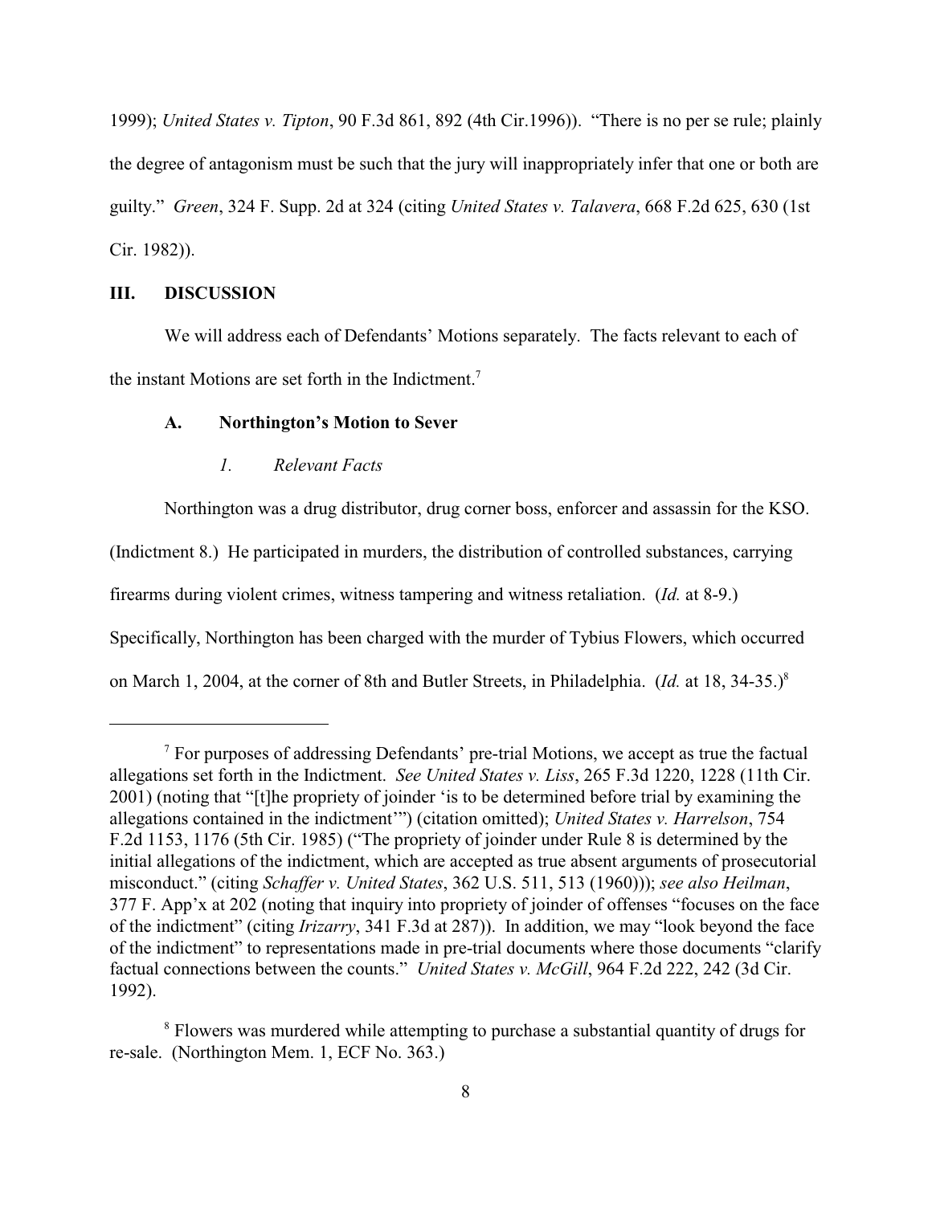1999); *United States v. Tipton*, 90 F.3d 861, 892 (4th Cir.1996)). "There is no per se rule; plainly the degree of antagonism must be such that the jury will inappropriately infer that one or both are guilty." *Green*, 324 F. Supp. 2d at 324 (citing *United States v. Talavera*, 668 F.2d 625, 630 (1st Cir. 1982)).

## III. DISCUSSION

We will address each of Defendants' Motions separately. The facts relevant to each of the instant Motions are set forth in the Indictment.[7]

### A. Northington's Motion to Sever

#### *1. Relevant Facts*

Northington was a drug distributor, drug corner boss, enforcer and assassin for the KSO. (Indictment 8.) He participated in murders, the distribution of controlled substances, carrying firearms during violent crimes, witness tampering and witness retaliation. (*Id.* at 8-9.) Specifically, Northington has been charged with the murder of Tybius Flowers, which occurred on March 1, 2004, at the corner of 8th and Butler Streets, in Philadelphia. (*Id.* at 18, 34-35.)[8]

---

[7] For purposes of addressing Defendants' pre-trial Motions, we accept as true the factual allegations set forth in the Indictment. *See United States v. Liss*, 265 F.3d 1220, 1228 (11th Cir. 2001) (noting that "[t]he propriety of joinder 'is to be determined before trial by examining the allegations contained in the indictment'") (citation omitted); *United States v. Harrelson*, 754 F.2d 1153, 1176 (5th Cir. 1985) ("The propriety of joinder under Rule 8 is determined by the initial allegations of the indictment, which are accepted as true absent arguments of prosecutorial misconduct." (citing *Schaffer v. United States*, 362 U.S. 511, 513 (1960))); *see also Heilman*, 377 F. App'x at 202 (noting that inquiry into propriety of joinder of offenses "focuses on the face of the indictment" (citing *Irizarry*, 341 F.3d at 287)). In addition, we may "look beyond the face of the indictment" to representations made in pre-trial documents where those documents "clarify factual connections between the counts." *United States v. McGill*, 964 F.2d 222, 242 (3d Cir. 1992).

[8] Flowers was murdered while attempting to purchase a substantial quantity of drugs for re-sale. (Northington Mem. 1, ECF No. 363.)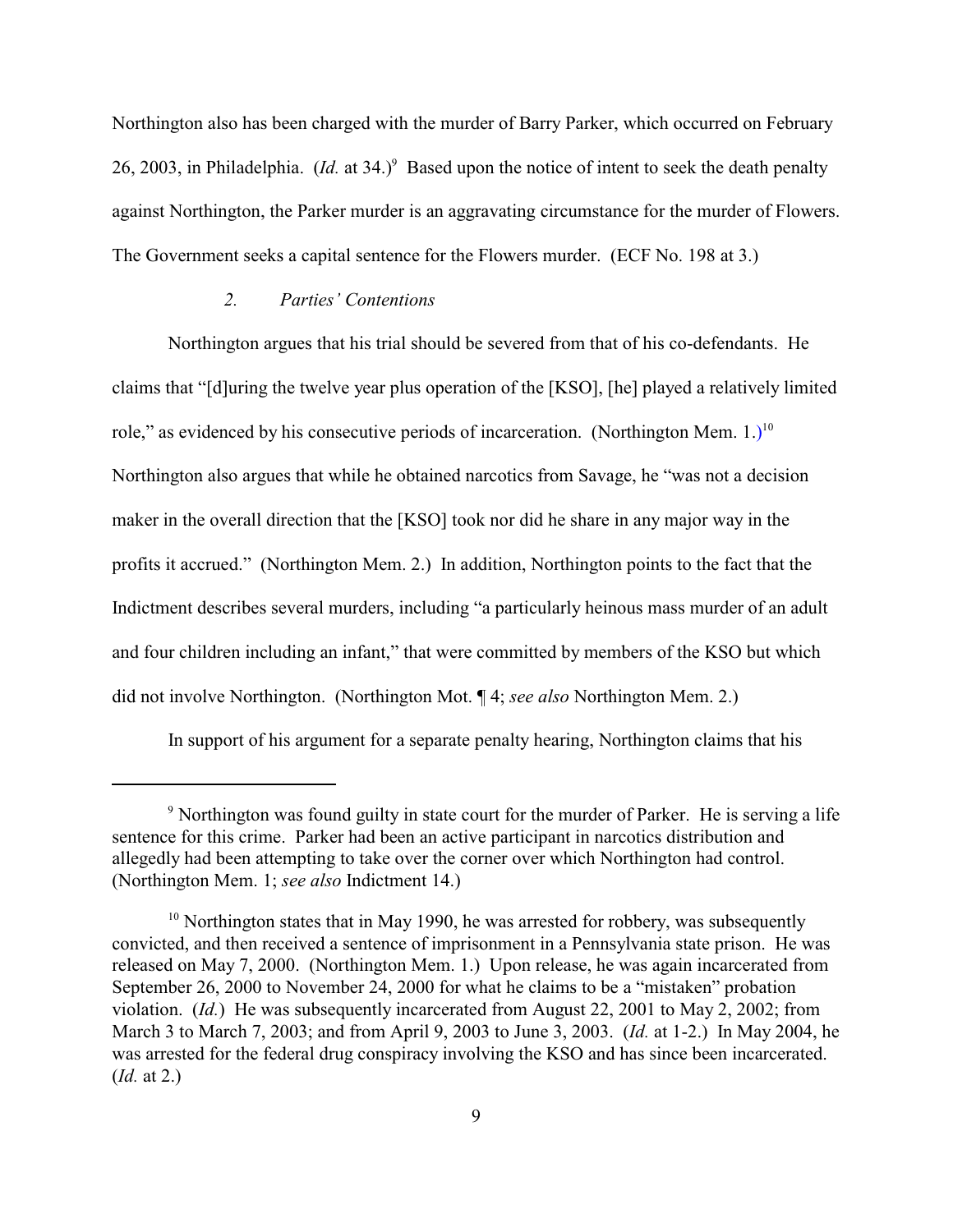Northington also has been charged with the murder of Barry Parker, which occurred on February 26, 2003, in Philadelphia. (*Id.* at 34.)[9] Based upon the notice of intent to seek the death penalty against Northington, the Parker murder is an aggravating circumstance for the murder of Flowers. The Government seeks a capital sentence for the Flowers murder. (ECF No. 198 at 3.)

### *2. Parties' Contentions*

Northington argues that his trial should be severed from that of his co-defendants. He claims that "[d]uring the twelve year plus operation of the [KSO], [he] played a relatively limited role," as evidenced by his consecutive periods of incarceration. (Northington Mem. 1.)[10] Northington also argues that while he obtained narcotics from Savage, he "was not a decision maker in the overall direction that the [KSO] took nor did he share in any major way in the profits it accrued." (Northington Mem. 2.) In addition, Northington points to the fact that the Indictment describes several murders, including "a particularly heinous mass murder of an adult and four children including an infant," that were committed by members of the KSO but which did not involve Northington. (Northington Mot. ¶ 4; *see also* Northington Mem. 2.)

In support of his argument for a separate penalty hearing, Northington claims that his

---

[9] Northington was found guilty in state court for the murder of Parker. He is serving a life sentence for this crime. Parker had been an active participant in narcotics distribution and allegedly had been attempting to take over the corner over which Northington had control. (Northington Mem. 1; *see also* Indictment 14.)

[10] Northington states that in May 1990, he was arrested for robbery, was subsequently convicted, and then received a sentence of imprisonment in a Pennsylvania state prison. He was released on May 7, 2000. (Northington Mem. 1.) Upon release, he was again incarcerated from September 26, 2000 to November 24, 2000 for what he claims to be a "mistaken" probation violation. (*Id.*) He was subsequently incarcerated from August 22, 2001 to May 2, 2002; from March 3 to March 7, 2003; and from April 9, 2003 to June 3, 2003. (*Id.* at 1-2.) In May 2004, he was arrested for the federal drug conspiracy involving the KSO and has since been incarcerated. (*Id.* at 2.)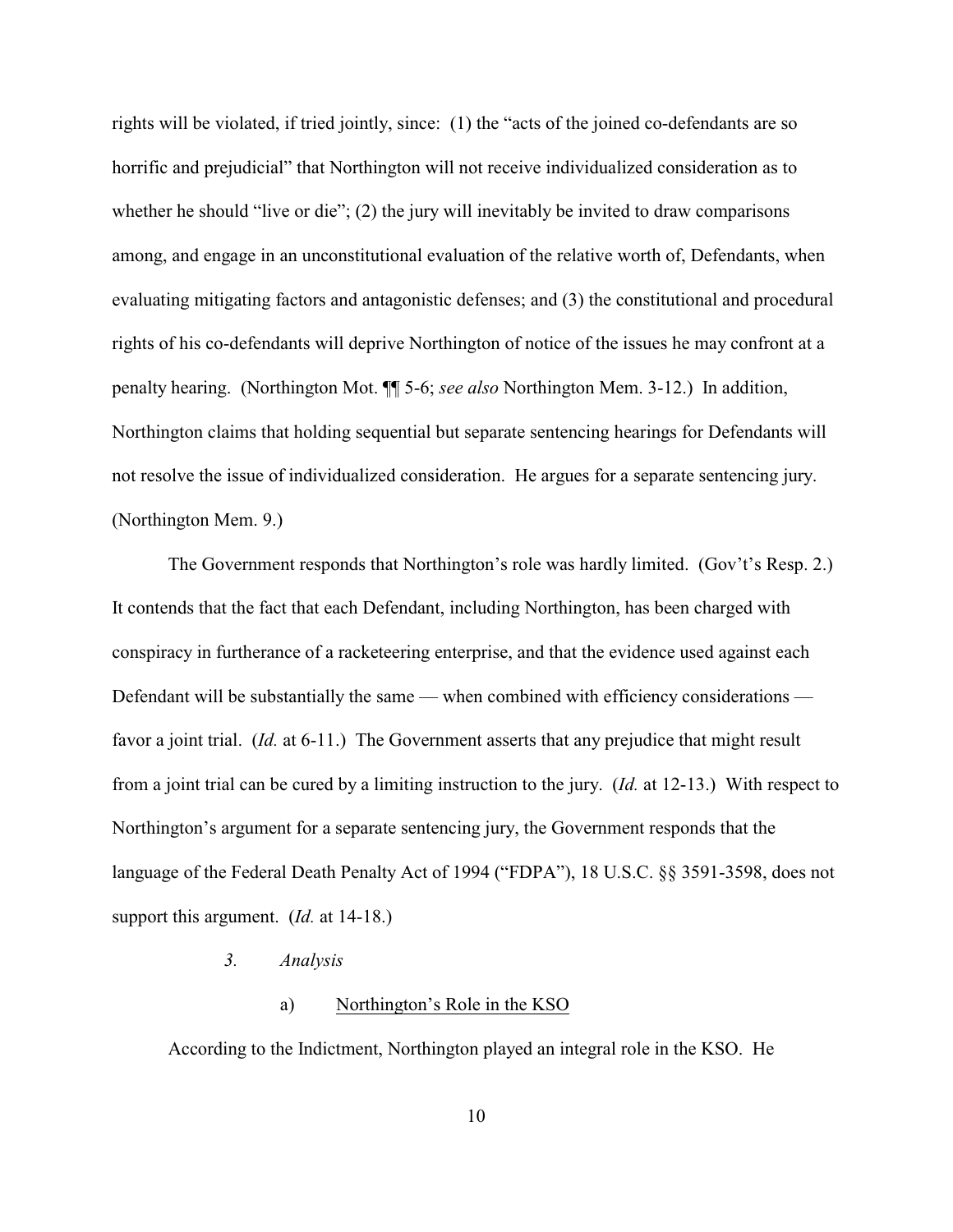rights will be violated, if tried jointly, since: (1) the "acts of the joined co-defendants are so horrific and prejudicial" that Northington will not receive individualized consideration as to whether he should "live or die"; (2) the jury will inevitably be invited to draw comparisons among, and engage in an unconstitutional evaluation of the relative worth of, Defendants, when evaluating mitigating factors and antagonistic defenses; and (3) the constitutional and procedural rights of his co-defendants will deprive Northington of notice of the issues he may confront at a penalty hearing. (Northington Mot. ¶¶ 5-6; *see also* Northington Mem. 3-12.) In addition, Northington claims that holding sequential but separate sentencing hearings for Defendants will not resolve the issue of individualized consideration. He argues for a separate sentencing jury. (Northington Mem. 9.)

The Government responds that Northington's role was hardly limited. (Gov't's Resp. 2.) It contends that the fact that each Defendant, including Northington, has been charged with conspiracy in furtherance of a racketeering enterprise, and that the evidence used against each Defendant will be substantially the same — when combined with efficiency considerations — favor a joint trial. (*Id.* at 6-11.) The Government asserts that any prejudice that might result from a joint trial can be cured by a limiting instruction to the jury. (*Id.* at 12-13.) With respect to Northington's argument for a separate sentencing jury, the Government responds that the language of the Federal Death Penalty Act of 1994 ("FDPA"), 18 U.S.C. §§ 3591-3598, does not support this argument. (*Id.* at 14-18.)

*3. Analysis*

a) Northington's Role in the KSO

According to the Indictment, Northington played an integral role in the KSO. He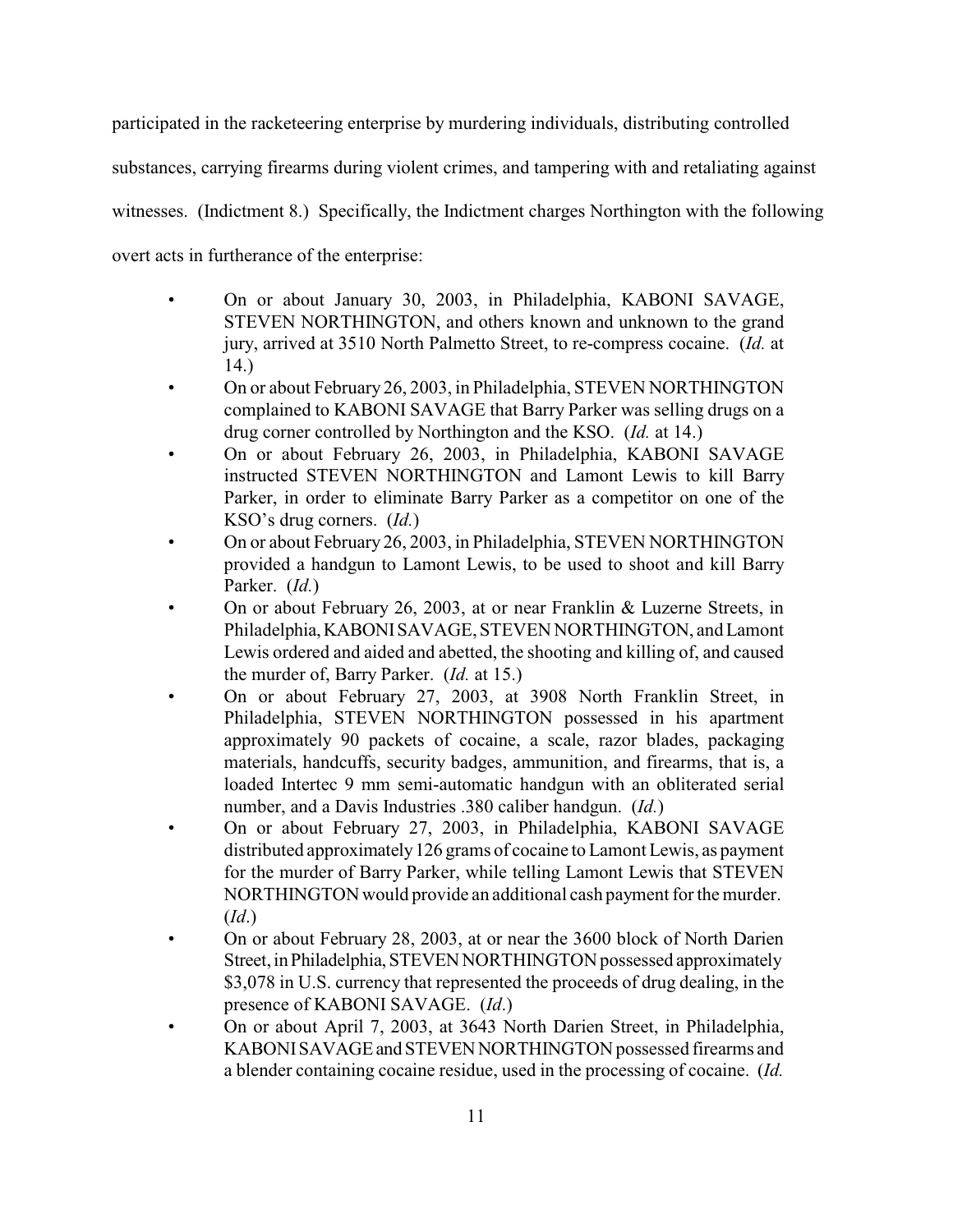participated in the racketeering enterprise by murdering individuals, distributing controlled substances, carrying firearms during violent crimes, and tampering with and retaliating against witnesses. (Indictment 8.) Specifically, the Indictment charges Northington with the following overt acts in furtherance of the enterprise:

- On or about January 30, 2003, in Philadelphia, KABONI SAVAGE, STEVEN NORTHINGTON, and others known and unknown to the grand jury, arrived at 3510 North Palmetto Street, to re-compress cocaine. (*Id.* at 14.)
- On or about February 26, 2003, in Philadelphia, STEVEN NORTHINGTON complained to KABONI SAVAGE that Barry Parker was selling drugs on a drug corner controlled by Northington and the KSO. (*Id.* at 14.)
- On or about February 26, 2003, in Philadelphia, KABONI SAVAGE instructed STEVEN NORTHINGTON and Lamont Lewis to kill Barry Parker, in order to eliminate Barry Parker as a competitor on one of the KSO's drug corners. (*Id.*)
- On or about February 26, 2003, in Philadelphia, STEVEN NORTHINGTON provided a handgun to Lamont Lewis, to be used to shoot and kill Barry Parker. (*Id.*)
- On or about February 26, 2003, at or near Franklin & Luzerne Streets, in Philadelphia, KABONI SAVAGE, STEVEN NORTHINGTON, and Lamont Lewis ordered and aided and abetted, the shooting and killing of, and caused the murder of, Barry Parker. (*Id.* at 15.)
- On or about February 27, 2003, at 3908 North Franklin Street, in Philadelphia, STEVEN NORTHINGTON possessed in his apartment approximately 90 packets of cocaine, a scale, razor blades, packaging materials, handcuffs, security badges, ammunition, and firearms, that is, a loaded Intertec 9 mm semi-automatic handgun with an obliterated serial number, and a Davis Industries .380 caliber handgun. (*Id.*)
- On or about February 27, 2003, in Philadelphia, KABONI SAVAGE distributed approximately 126 grams of cocaine to Lamont Lewis, as payment for the murder of Barry Parker, while telling Lamont Lewis that STEVEN NORTHINGTON would provide an additional cash payment for the murder. (*Id*.)
- On or about February 28, 2003, at or near the 3600 block of North Darien Street, in Philadelphia, STEVEN NORTHINGTON possessed approximately $3,078 in U.S. currency that represented the proceeds of drug dealing, in the presence of KABONI SAVAGE. (*Id*.)
- On or about April 7, 2003, at 3643 North Darien Street, in Philadelphia, KABONI SAVAGE and STEVEN NORTHINGTON possessed firearms and a blender containing cocaine residue, used in the processing of cocaine. (*Id.*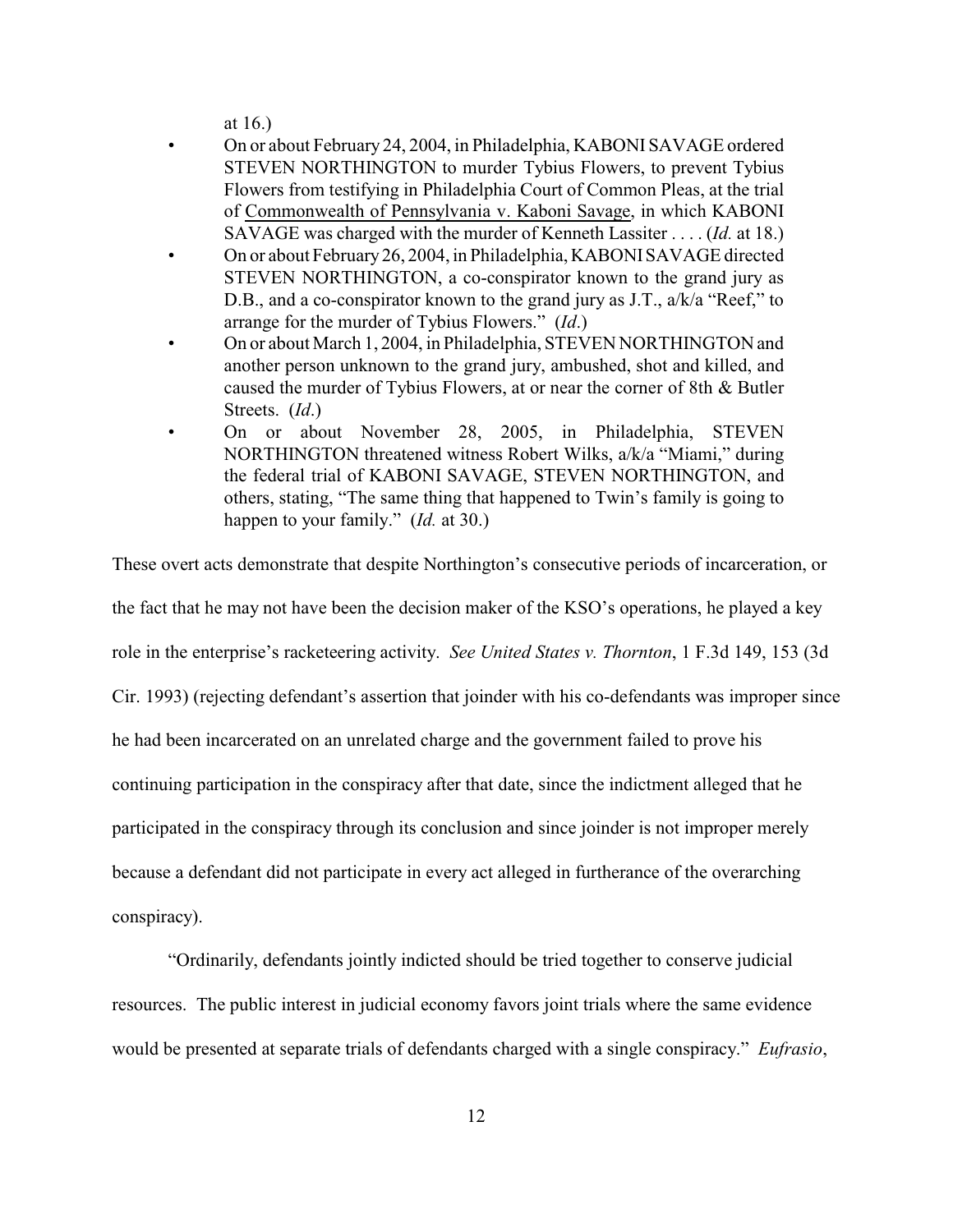at 16.)

- On or about February 24, 2004, in Philadelphia, KABONI SAVAGE ordered STEVEN NORTHINGTON to murder Tybius Flowers, to prevent Tybius Flowers from testifying in Philadelphia Court of Common Pleas, at the trial of Commonwealth of Pennsylvania v. Kaboni Savage, in which KABONI SAVAGE was charged with the murder of Kenneth Lassiter . . . . (*Id.* at 18.)
- On or about February 26, 2004, in Philadelphia, KABONI SAVAGE directed STEVEN NORTHINGTON, a co-conspirator known to the grand jury as D.B., and a co-conspirator known to the grand jury as J.T., a/k/a "Reef," to arrange for the murder of Tybius Flowers." (*Id*.)
- On or about March 1, 2004, in Philadelphia, STEVEN NORTHINGTON and another person unknown to the grand jury, ambushed, shot and killed, and caused the murder of Tybius Flowers, at or near the corner of 8th & Butler Streets. (*Id*.)
- On or about November 28, 2005, in Philadelphia, STEVEN NORTHINGTON threatened witness Robert Wilks, a/k/a "Miami," during the federal trial of KABONI SAVAGE, STEVEN NORTHINGTON, and others, stating, "The same thing that happened to Twin's family is going to happen to your family." (*Id.* at 30.)

These overt acts demonstrate that despite Northington's consecutive periods of incarceration, or the fact that he may not have been the decision maker of the KSO's operations, he played a key role in the enterprise's racketeering activity. *See United States v. Thornton*, 1 F.3d 149, 153 (3d Cir. 1993) (rejecting defendant's assertion that joinder with his co-defendants was improper since he had been incarcerated on an unrelated charge and the government failed to prove his continuing participation in the conspiracy after that date, since the indictment alleged that he participated in the conspiracy through its conclusion and since joinder is not improper merely because a defendant did not participate in every act alleged in furtherance of the overarching conspiracy).

"Ordinarily, defendants jointly indicted should be tried together to conserve judicial resources. The public interest in judicial economy favors joint trials where the same evidence would be presented at separate trials of defendants charged with a single conspiracy." *Eufrasio*,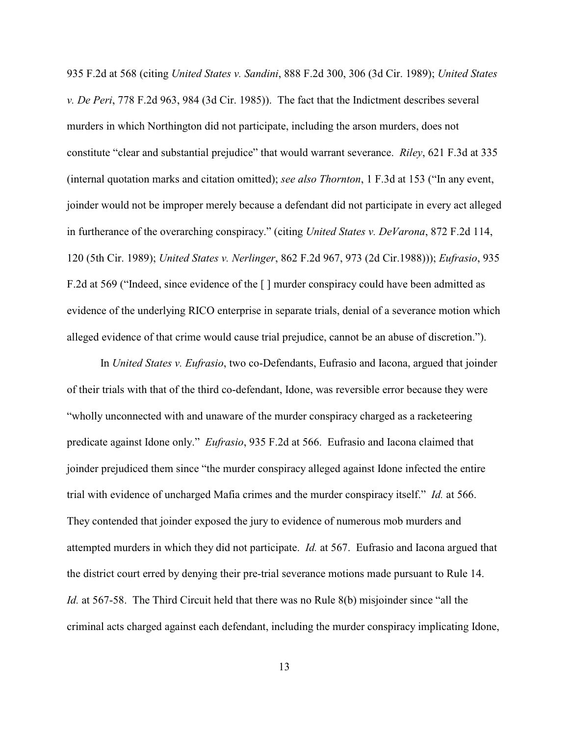935 F.2d at 568 (citing *United States v. Sandini*, 888 F.2d 300, 306 (3d Cir. 1989); *United States v. De Peri*, 778 F.2d 963, 984 (3d Cir. 1985)). The fact that the Indictment describes several murders in which Northington did not participate, including the arson murders, does not constitute "clear and substantial prejudice" that would warrant severance. *Riley*, 621 F.3d at 335 (internal quotation marks and citation omitted); *see also Thornton*, 1 F.3d at 153 ("In any event, joinder would not be improper merely because a defendant did not participate in every act alleged in furtherance of the overarching conspiracy." (citing *United States v. DeVarona*, 872 F.2d 114, 120 (5th Cir. 1989); *United States v. Nerlinger*, 862 F.2d 967, 973 (2d Cir.1988))); *Eufrasio*, 935 F.2d at 569 ("Indeed, since evidence of the [ ] murder conspiracy could have been admitted as evidence of the underlying RICO enterprise in separate trials, denial of a severance motion which alleged evidence of that crime would cause trial prejudice, cannot be an abuse of discretion.").

In *United States v. Eufrasio*, two co-Defendants, Eufrasio and Iacona, argued that joinder of their trials with that of the third co-defendant, Idone, was reversible error because they were "wholly unconnected with and unaware of the murder conspiracy charged as a racketeering predicate against Idone only." *Eufrasio*, 935 F.2d at 566. Eufrasio and Iacona claimed that joinder prejudiced them since "the murder conspiracy alleged against Idone infected the entire trial with evidence of uncharged Mafia crimes and the murder conspiracy itself." *Id.* at 566. They contended that joinder exposed the jury to evidence of numerous mob murders and attempted murders in which they did not participate. *Id.* at 567. Eufrasio and Iacona argued that the district court erred by denying their pre-trial severance motions made pursuant to Rule 14. *Id.* at 567-58. The Third Circuit held that there was no Rule 8(b) misjoinder since "all the criminal acts charged against each defendant, including the murder conspiracy implicating Idone,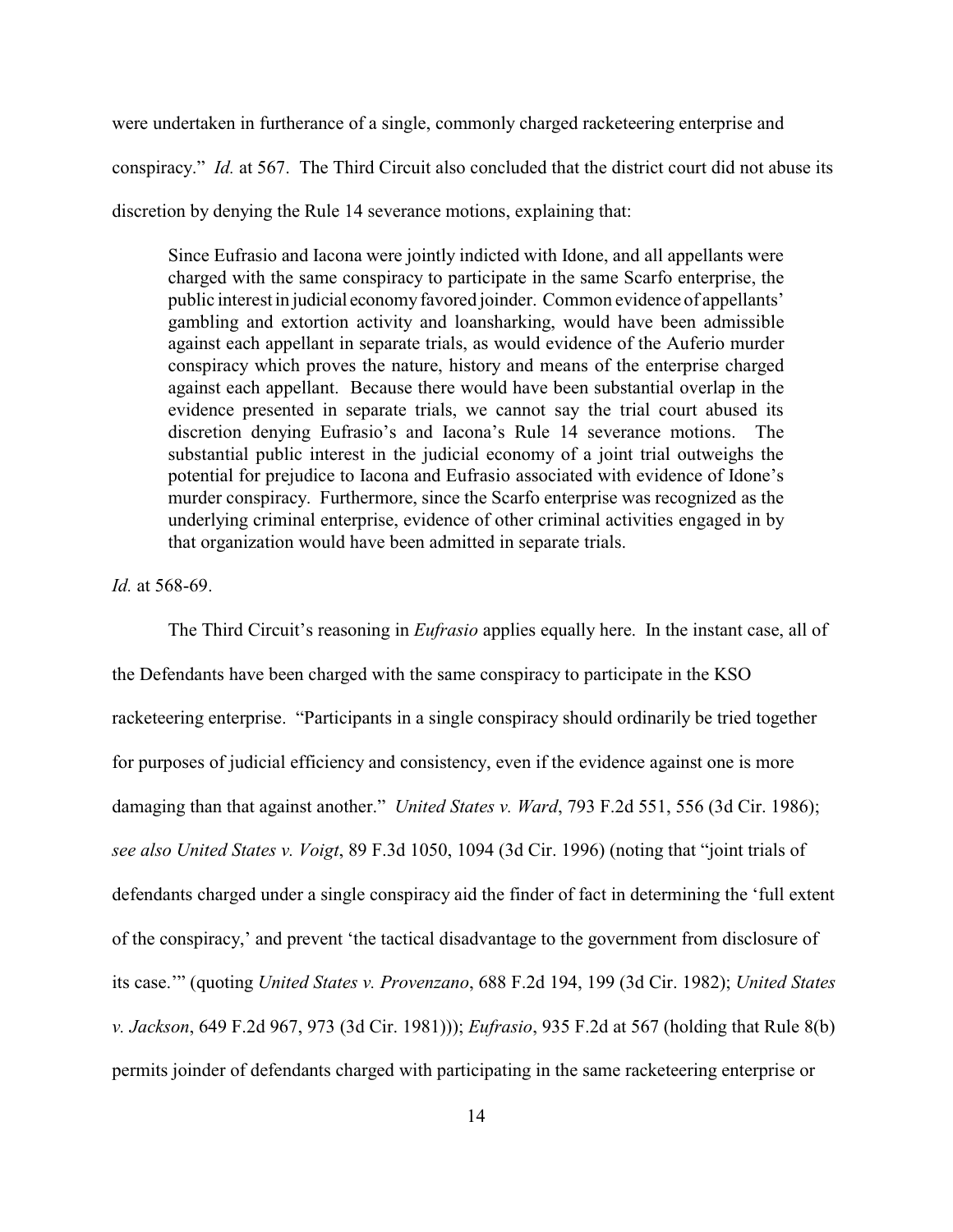were undertaken in furtherance of a single, commonly charged racketeering enterprise and conspiracy." *Id.* at 567. The Third Circuit also concluded that the district court did not abuse its discretion by denying the Rule 14 severance motions, explaining that:

> Since Eufrasio and Iacona were jointly indicted with Idone, and all appellants were charged with the same conspiracy to participate in the same Scarfo enterprise, the public interest in judicial economy favored joinder. Common evidence of appellants' gambling and extortion activity and loansharking, would have been admissible against each appellant in separate trials, as would evidence of the Auferio murder conspiracy which proves the nature, history and means of the enterprise charged against each appellant. Because there would have been substantial overlap in the evidence presented in separate trials, we cannot say the trial court abused its discretion denying Eufrasio's and Iacona's Rule 14 severance motions. The substantial public interest in the judicial economy of a joint trial outweighs the potential for prejudice to Iacona and Eufrasio associated with evidence of Idone's murder conspiracy. Furthermore, since the Scarfo enterprise was recognized as the underlying criminal enterprise, evidence of other criminal activities engaged in by that organization would have been admitted in separate trials.

*Id.* at 568-69.

The Third Circuit's reasoning in *Eufrasio* applies equally here. In the instant case, all of the Defendants have been charged with the same conspiracy to participate in the KSO racketeering enterprise. "Participants in a single conspiracy should ordinarily be tried together for purposes of judicial efficiency and consistency, even if the evidence against one is more damaging than that against another." *United States v. Ward*, 793 F.2d 551, 556 (3d Cir. 1986); *see also United States v. Voigt*, 89 F.3d 1050, 1094 (3d Cir. 1996) (noting that "joint trials of defendants charged under a single conspiracy aid the finder of fact in determining the 'full extent of the conspiracy,' and prevent 'the tactical disadvantage to the government from disclosure of its case.'" (quoting *United States v. Provenzano*, 688 F.2d 194, 199 (3d Cir. 1982); *United States v. Jackson*, 649 F.2d 967, 973 (3d Cir. 1981))); *Eufrasio*, 935 F.2d at 567 (holding that Rule 8(b) permits joinder of defendants charged with participating in the same racketeering enterprise or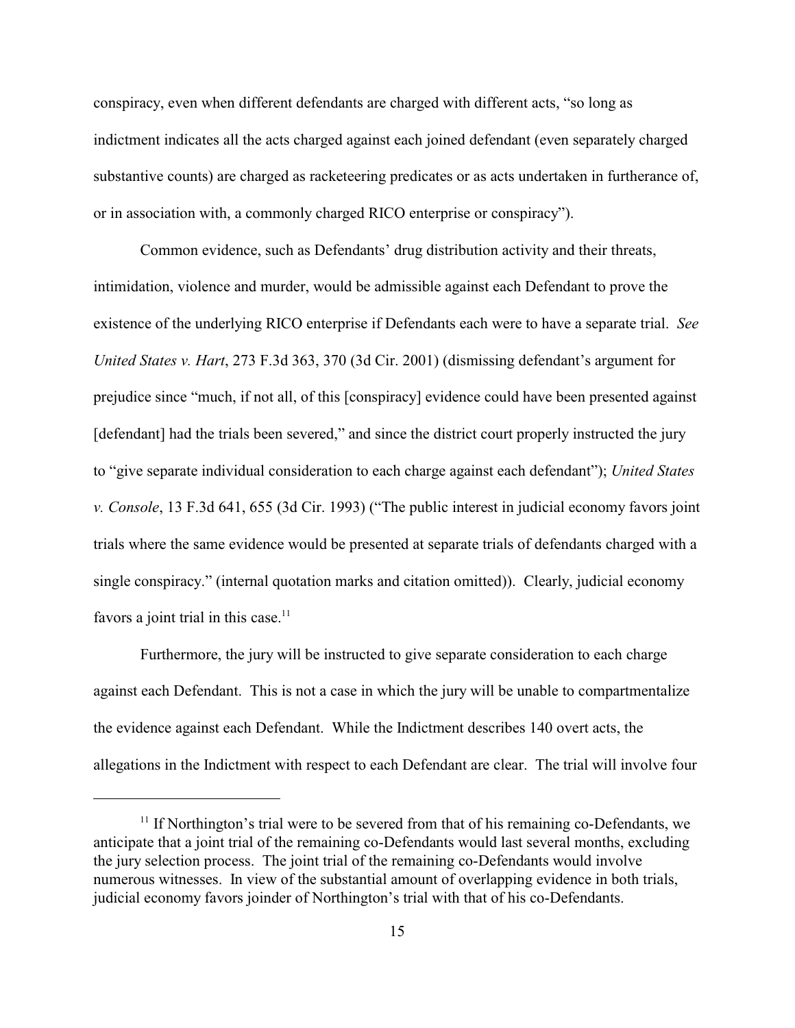conspiracy, even when different defendants are charged with different acts, "so long as indictment indicates all the acts charged against each joined defendant (even separately charged substantive counts) are charged as racketeering predicates or as acts undertaken in furtherance of, or in association with, a commonly charged RICO enterprise or conspiracy").

Common evidence, such as Defendants' drug distribution activity and their threats, intimidation, violence and murder, would be admissible against each Defendant to prove the existence of the underlying RICO enterprise if Defendants each were to have a separate trial. *See United States v. Hart*, 273 F.3d 363, 370 (3d Cir. 2001) (dismissing defendant's argument for prejudice since "much, if not all, of this [conspiracy] evidence could have been presented against [defendant] had the trials been severed," and since the district court properly instructed the jury to "give separate individual consideration to each charge against each defendant"); *United States v. Console*, 13 F.3d 641, 655 (3d Cir. 1993) ("The public interest in judicial economy favors joint trials where the same evidence would be presented at separate trials of defendants charged with a single conspiracy." (internal quotation marks and citation omitted)). Clearly, judicial economy favors a joint trial in this case.[11]

Furthermore, the jury will be instructed to give separate consideration to each charge against each Defendant. This is not a case in which the jury will be unable to compartmentalize the evidence against each Defendant. While the Indictment describes 140 overt acts, the allegations in the Indictment with respect to each Defendant are clear. The trial will involve four

[11] If Northington's trial were to be severed from that of his remaining co-Defendants, we anticipate that a joint trial of the remaining co-Defendants would last several months, excluding the jury selection process. The joint trial of the remaining co-Defendants would involve numerous witnesses. In view of the substantial amount of overlapping evidence in both trials, judicial economy favors joinder of Northington's trial with that of his co-Defendants.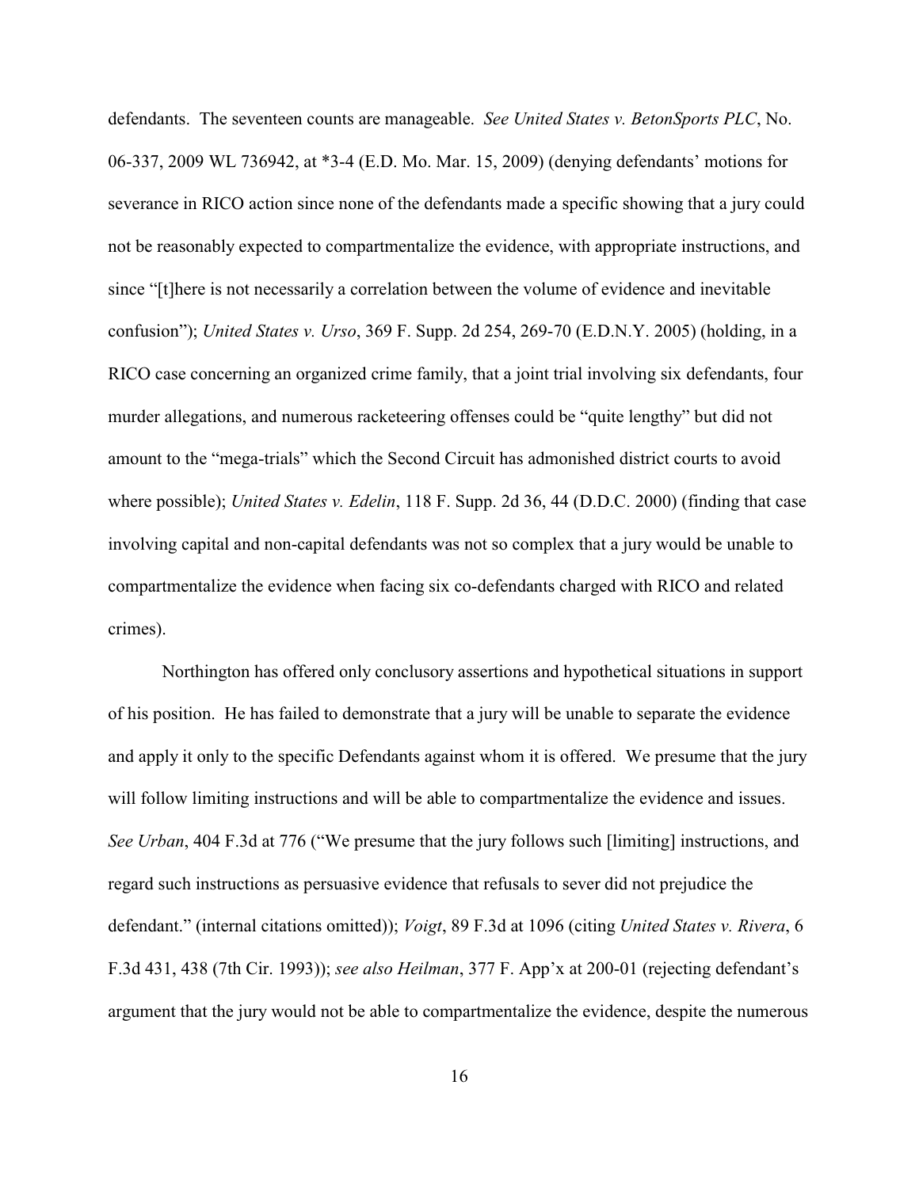defendants. The seventeen counts are manageable. *See United States v. BetonSports PLC*, No. 06-337, 2009 WL 736942, at *3-4 (E.D. Mo. Mar. 15, 2009) (denying defendants' motions for severance in RICO action since none of the defendants made a specific showing that a jury could not be reasonably expected to compartmentalize the evidence, with appropriate instructions, and since "[t]here is not necessarily a correlation between the volume of evidence and inevitable confusion"); *United States v. Urso*, 369 F. Supp. 2d 254, 269-70 (E.D.N.Y. 2005) (holding, in a RICO case concerning an organized crime family, that a joint trial involving six defendants, four murder allegations, and numerous racketeering offenses could be "quite lengthy" but did not amount to the "mega-trials" which the Second Circuit has admonished district courts to avoid where possible); *United States v. Edelin*, 118 F. Supp. 2d 36, 44 (D.D.C. 2000) (finding that case involving capital and non-capital defendants was not so complex that a jury would be unable to compartmentalize the evidence when facing six co-defendants charged with RICO and related crimes).

Northington has offered only conclusory assertions and hypothetical situations in support of his position. He has failed to demonstrate that a jury will be unable to separate the evidence and apply it only to the specific Defendants against whom it is offered. We presume that the jury will follow limiting instructions and will be able to compartmentalize the evidence and issues. *See Urban*, 404 F.3d at 776 ("We presume that the jury follows such [limiting] instructions, and regard such instructions as persuasive evidence that refusals to sever did not prejudice the defendant." (internal citations omitted)); *Voigt*, 89 F.3d at 1096 (citing *United States v. Rivera*, 6 F.3d 431, 438 (7th Cir. 1993)); *see also Heilman*, 377 F. App'x at 200-01 (rejecting defendant's argument that the jury would not be able to compartmentalize the evidence, despite the numerous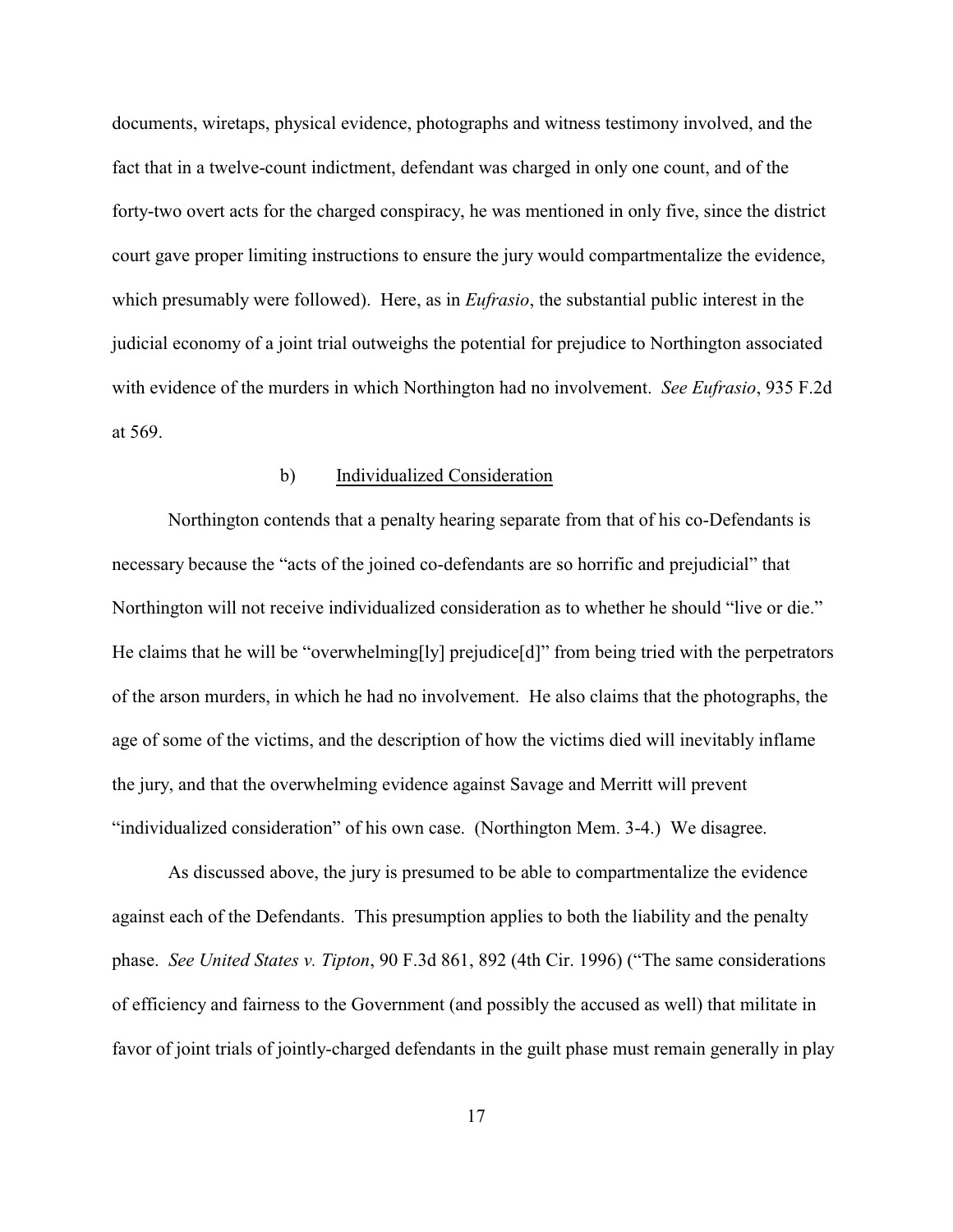documents, wiretaps, physical evidence, photographs and witness testimony involved, and the fact that in a twelve-count indictment, defendant was charged in only one count, and of the forty-two overt acts for the charged conspiracy, he was mentioned in only five, since the district court gave proper limiting instructions to ensure the jury would compartmentalize the evidence, which presumably were followed). Here, as in *Eufrasio*, the substantial public interest in the judicial economy of a joint trial outweighs the potential for prejudice to Northington associated with evidence of the murders in which Northington had no involvement. *See Eufrasio*, 935 F.2d at 569.

#### b) Individualized Consideration

Northington contends that a penalty hearing separate from that of his co-Defendants is necessary because the "acts of the joined co-defendants are so horrific and prejudicial" that Northington will not receive individualized consideration as to whether he should "live or die." He claims that he will be "overwhelming[ly] prejudice[d]" from being tried with the perpetrators of the arson murders, in which he had no involvement. He also claims that the photographs, the age of some of the victims, and the description of how the victims died will inevitably inflame the jury, and that the overwhelming evidence against Savage and Merritt will prevent "individualized consideration" of his own case. (Northington Mem. 3-4.) We disagree.

As discussed above, the jury is presumed to be able to compartmentalize the evidence against each of the Defendants. This presumption applies to both the liability and the penalty phase. *See United States v. Tipton*, 90 F.3d 861, 892 (4th Cir. 1996) ("The same considerations of efficiency and fairness to the Government (and possibly the accused as well) that militate in favor of joint trials of jointly-charged defendants in the guilt phase must remain generally in play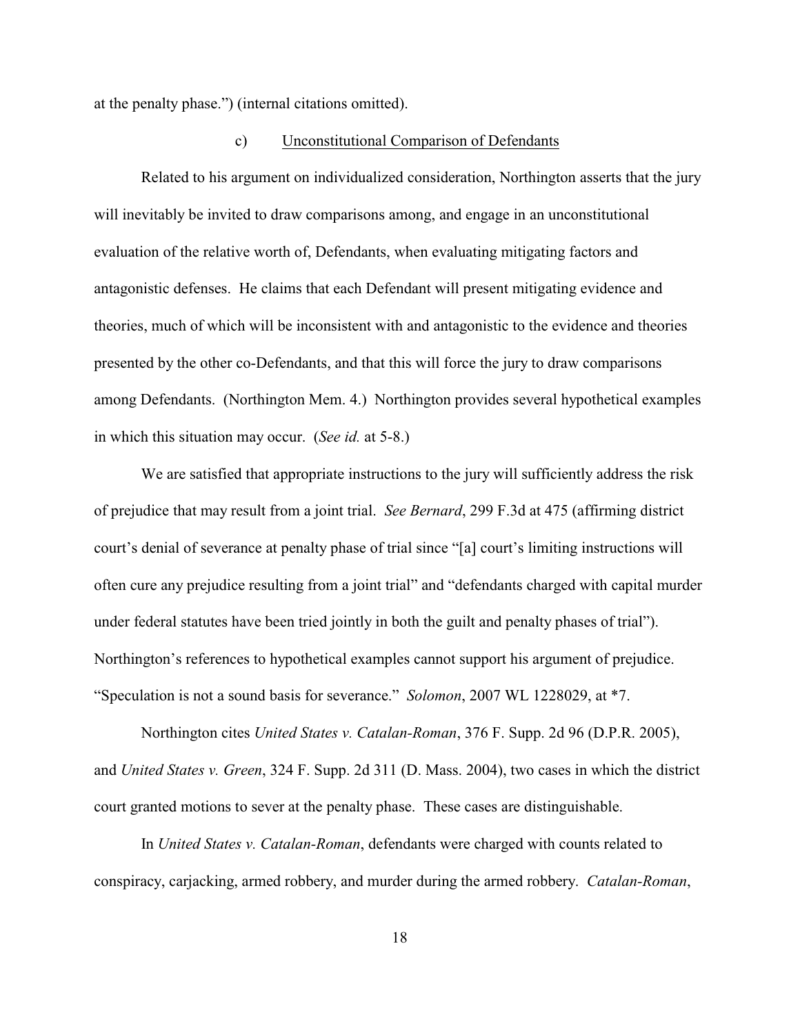at the penalty phase.") (internal citations omitted).

c) <u>Unconstitutional Comparison of Defendants</u>

Related to his argument on individualized consideration, Northington asserts that the jury will inevitably be invited to draw comparisons among, and engage in an unconstitutional evaluation of the relative worth of, Defendants, when evaluating mitigating factors and antagonistic defenses. He claims that each Defendant will present mitigating evidence and theories, much of which will be inconsistent with and antagonistic to the evidence and theories presented by the other co-Defendants, and that this will force the jury to draw comparisons among Defendants. (Northington Mem. 4.) Northington provides several hypothetical examples in which this situation may occur. (*See id.* at 5-8.)

We are satisfied that appropriate instructions to the jury will sufficiently address the risk of prejudice that may result from a joint trial. *See Bernard*, 299 F.3d at 475 (affirming district court's denial of severance at penalty phase of trial since "[a] court's limiting instructions will often cure any prejudice resulting from a joint trial" and "defendants charged with capital murder under federal statutes have been tried jointly in both the guilt and penalty phases of trial"). Northington's references to hypothetical examples cannot support his argument of prejudice. "Speculation is not a sound basis for severance." *Solomon*, 2007 WL 1228029, at *7.

Northington cites *United States v. Catalan-Roman*, 376 F. Supp. 2d 96 (D.P.R. 2005), and *United States v. Green*, 324 F. Supp. 2d 311 (D. Mass. 2004), two cases in which the district court granted motions to sever at the penalty phase. These cases are distinguishable.

In *United States v. Catalan-Roman*, defendants were charged with counts related to conspiracy, carjacking, armed robbery, and murder during the armed robbery. *Catalan-Roman*,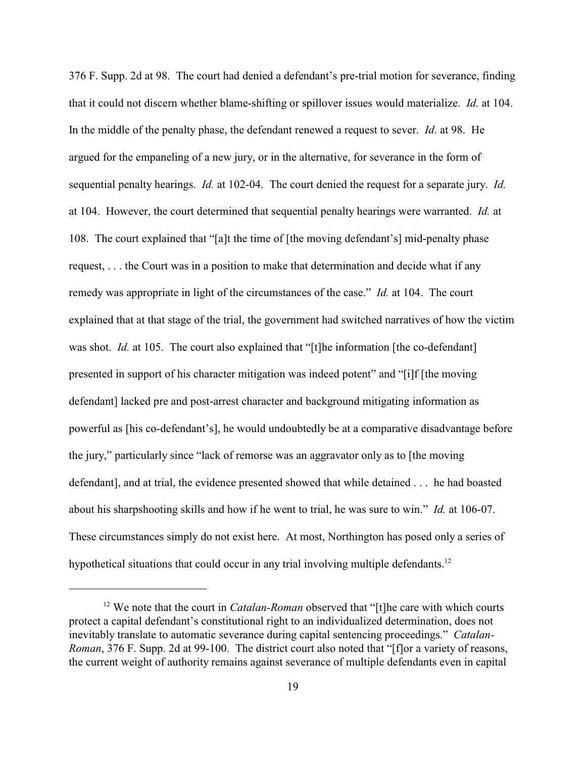376 F. Supp. 2d at 98. The court had denied a defendant's pre-trial motion for severance, finding that it could not discern whether blame-shifting or spillover issues would materialize. *Id.* at 104. In the middle of the penalty phase, the defendant renewed a request to sever. *Id*. at 98. He argued for the empaneling of a new jury, or in the alternative, for severance in the form of sequential penalty hearings. *Id.* at 102-04. The court denied the request for a separate jury. *Id.* at 104. However, the court determined that sequential penalty hearings were warranted. *Id.* at 108. The court explained that "[a]t the time of [the moving defendant's] mid-penalty phase request, . . . the Court was in a position to make that determination and decide what if any remedy was appropriate in light of the circumstances of the case." *Id.* at 104. The court explained that at that stage of the trial, the government had switched narratives of how the victim was shot. *Id.* at 105. The court also explained that "[t]he information [the co-defendant] presented in support of his character mitigation was indeed potent" and "[i]f [the moving defendant] lacked pre and post-arrest character and background mitigating information as powerful as [his co-defendant's], he would undoubtedly be at a comparative disadvantage before the jury," particularly since "lack of remorse was an aggravator only as to [the moving defendant], and at trial, the evidence presented showed that while detained . . . he had boasted about his sharpshooting skills and how if he went to trial, he was sure to win." *Id.* at 106-07. These circumstances simply do not exist here. At most, Northington has posed only a series of hypothetical situations that could occur in any trial involving multiple defendants.[12]

---

[12] We note that the court in *Catalan-Roman* observed that "[t]he care with which courts protect a capital defendant's constitutional right to an individualized determination, does not inevitably translate to automatic severance during capital sentencing proceedings." *Catalan-Roman*, 376 F. Supp. 2d at 99-100. The district court also noted that "[f]or a variety of reasons, the current weight of authority remains against severance of multiple defendants even in capital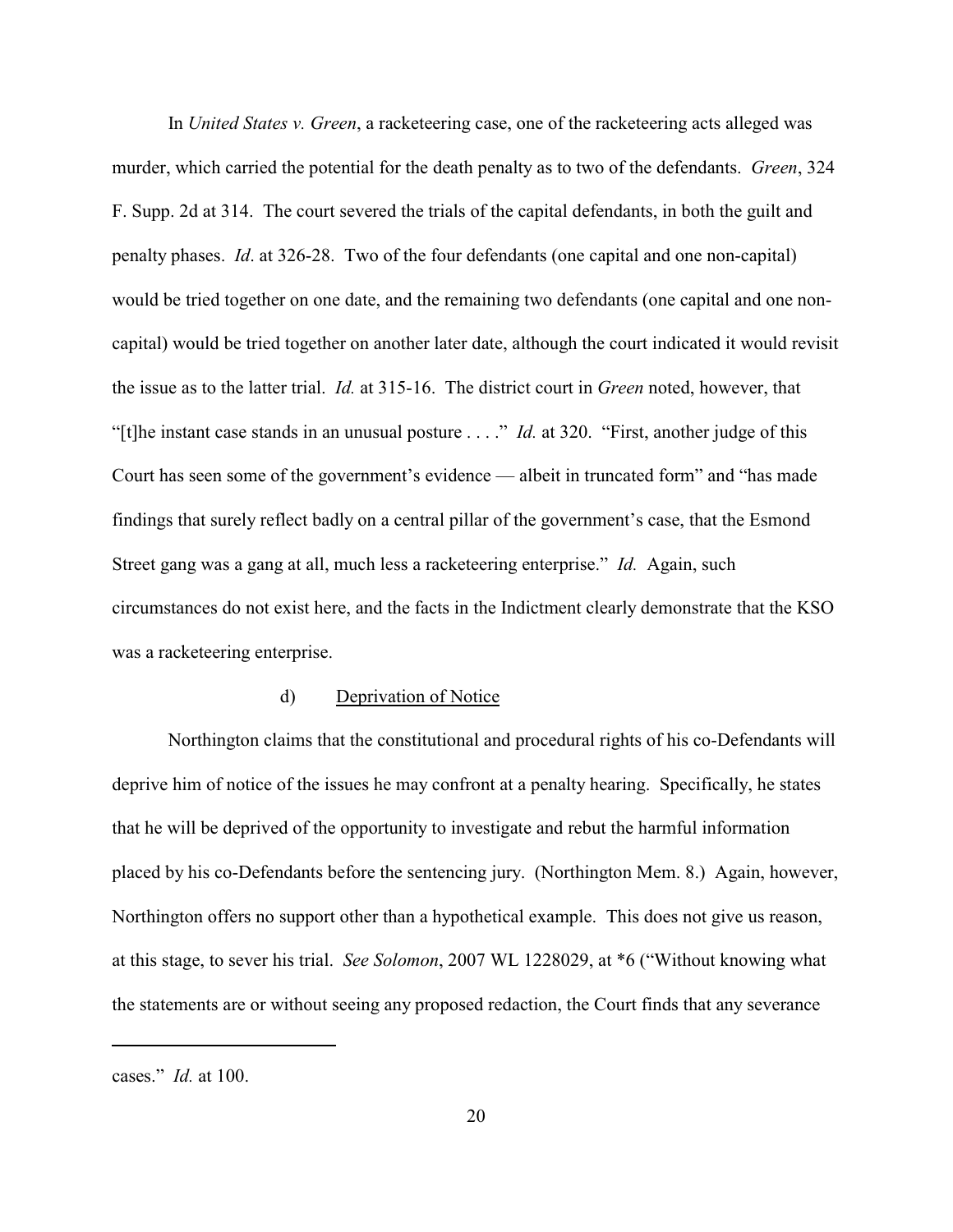In *United States v. Green*, a racketeering case, one of the racketeering acts alleged was murder, which carried the potential for the death penalty as to two of the defendants. *Green*, 324 F. Supp. 2d at 314. The court severed the trials of the capital defendants, in both the guilt and penalty phases. *Id*. at 326-28. Two of the four defendants (one capital and one non-capital) would be tried together on one date, and the remaining two defendants (one capital and one non-capital) would be tried together on another later date, although the court indicated it would revisit the issue as to the latter trial. *Id.* at 315-16. The district court in *Green* noted, however, that "[t]he instant case stands in an unusual posture . . . ." *Id.* at 320. "First, another judge of this Court has seen some of the government's evidence — albeit in truncated form" and "has made findings that surely reflect badly on a central pillar of the government's case, that the Esmond Street gang was a gang at all, much less a racketeering enterprise." *Id.* Again, such circumstances do not exist here, and the facts in the Indictment clearly demonstrate that the KSO was a racketeering enterprise.

d) <u>Deprivation of Notice</u>

Northington claims that the constitutional and procedural rights of his co-Defendants will deprive him of notice of the issues he may confront at a penalty hearing. Specifically, he states that he will be deprived of the opportunity to investigate and rebut the harmful information placed by his co-Defendants before the sentencing jury. (Northington Mem. 8.) Again, however, Northington offers no support other than a hypothetical example. This does not give us reason, at this stage, to sever his trial. *See Solomon*, 2007 WL 1228029, at *6 ("Without knowing what the statements are or without seeing any proposed redaction, the Court finds that any severance

---

cases." *Id.* at 100.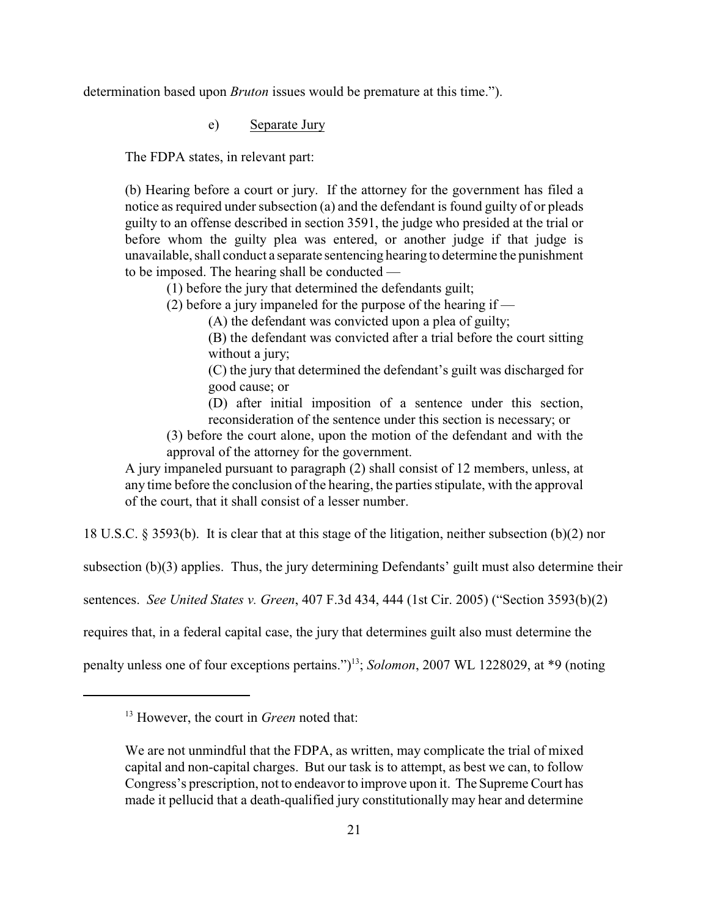determination based upon *Bruton* issues would be premature at this time.").

e) Separate Jury

The FDPA states, in relevant part:

> (b) Hearing before a court or jury. If the attorney for the government has filed a notice as required under subsection (a) and the defendant is found guilty of or pleads guilty to an offense described in section 3591, the judge who presided at the trial or before whom the guilty plea was entered, or another judge if that judge is unavailable, shall conduct a separate sentencing hearing to determine the punishment to be imposed. The hearing shall be conducted —
>
> (1) before the jury that determined the defendants guilt;
>
> (2) before a jury impaneled for the purpose of the hearing if —
>
> (A) the defendant was convicted upon a plea of guilty;
>
> (B) the defendant was convicted after a trial before the court sitting without a jury;
>
> (C) the jury that determined the defendant's guilt was discharged for good cause; or
>
> (D) after initial imposition of a sentence under this section, reconsideration of the sentence under this section is necessary; or
>
> (3) before the court alone, upon the motion of the defendant and with the approval of the attorney for the government.
>
> A jury impaneled pursuant to paragraph (2) shall consist of 12 members, unless, at any time before the conclusion of the hearing, the parties stipulate, with the approval of the court, that it shall consist of a lesser number.

18 U.S.C. § 3593(b). It is clear that at this stage of the litigation, neither subsection (b)(2) nor subsection (b)(3) applies. Thus, the jury determining Defendants' guilt must also determine their sentences. *See United States v. Green*, 407 F.3d 434, 444 (1st Cir. 2005) ("Section 3593(b)(2) requires that, in a federal capital case, the jury that determines guilt also must determine the penalty unless one of four exceptions pertains.")[13]; *Solomon*, 2007 WL 1228029, at *9 (noting

---

[13] However, the court in *Green* noted that:

> We are not unmindful that the FDPA, as written, may complicate the trial of mixed capital and non-capital charges. But our task is to attempt, as best we can, to follow Congress's prescription, not to endeavor to improve upon it. The Supreme Court has made it pellucid that a death-qualified jury constitutionally may hear and determine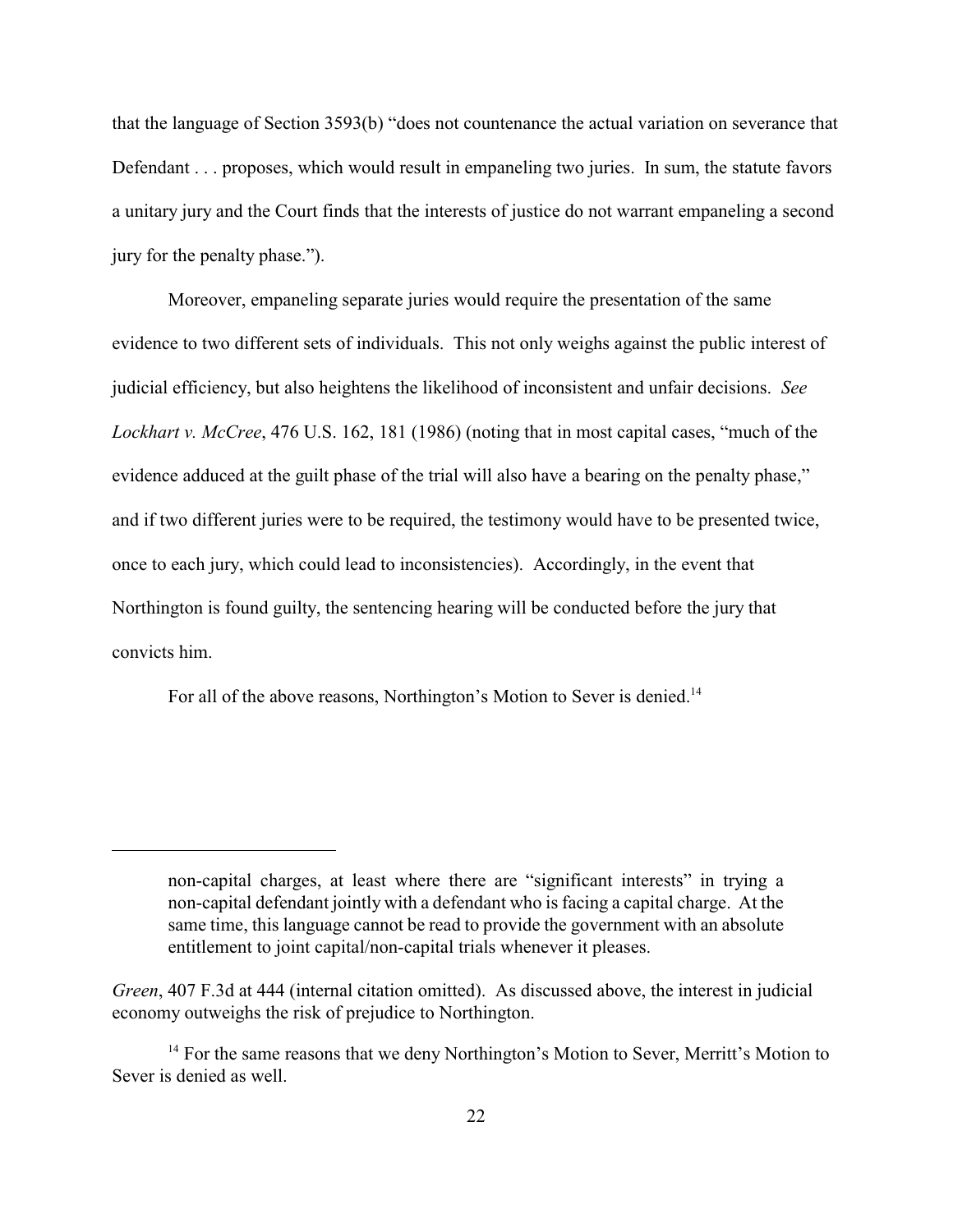that the language of Section 3593(b) "does not countenance the actual variation on severance that Defendant . . . proposes, which would result in empaneling two juries. In sum, the statute favors a unitary jury and the Court finds that the interests of justice do not warrant empaneling a second jury for the penalty phase.").

Moreover, empaneling separate juries would require the presentation of the same evidence to two different sets of individuals. This not only weighs against the public interest of judicial efficiency, but also heightens the likelihood of inconsistent and unfair decisions. *See Lockhart v. McCree*, 476 U.S. 162, 181 (1986) (noting that in most capital cases, "much of the evidence adduced at the guilt phase of the trial will also have a bearing on the penalty phase," and if two different juries were to be required, the testimony would have to be presented twice, once to each jury, which could lead to inconsistencies). Accordingly, in the event that Northington is found guilty, the sentencing hearing will be conducted before the jury that convicts him.

For all of the above reasons, Northington's Motion to Sever is denied.[14]

---

> non-capital charges, at least where there are "significant interests" in trying a non-capital defendant jointly with a defendant who is facing a capital charge. At the same time, this language cannot be read to provide the government with an absolute entitlement to joint capital/non-capital trials whenever it pleases.

*Green*, 407 F.3d at 444 (internal citation omitted). As discussed above, the interest in judicial economy outweighs the risk of prejudice to Northington.

[14] For the same reasons that we deny Northington's Motion to Sever, Merritt's Motion to Sever is denied as well.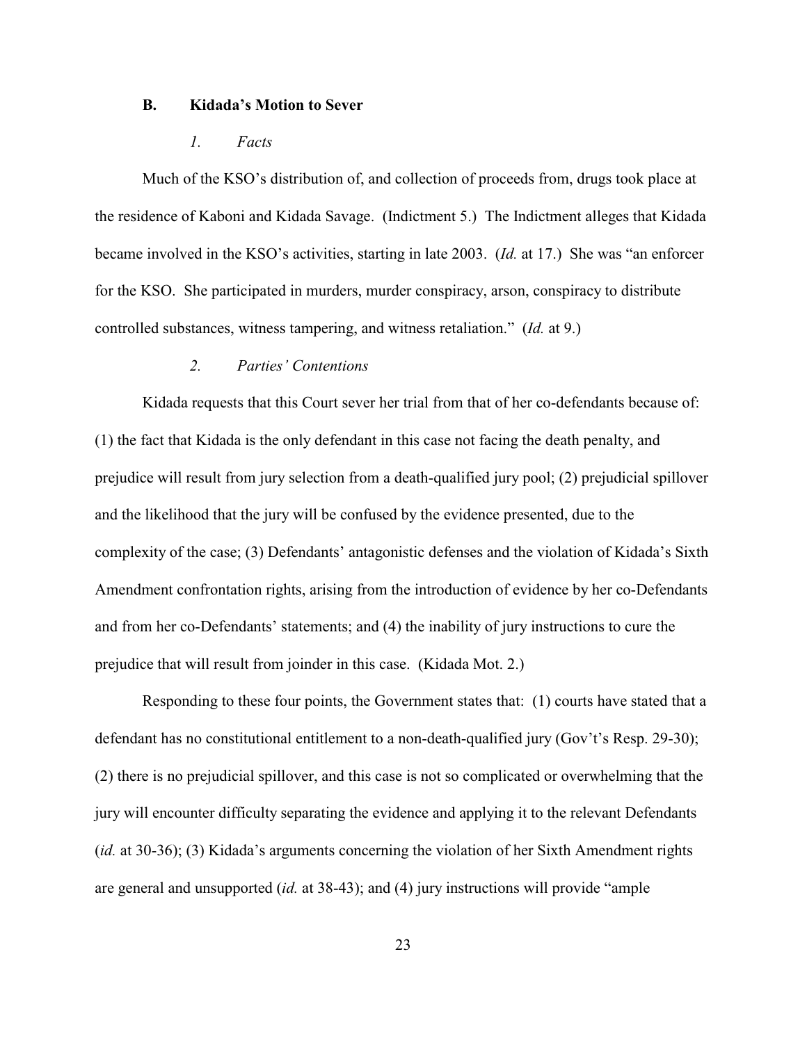### B. Kidada's Motion to Sever

#### *1. Facts*

Much of the KSO's distribution of, and collection of proceeds from, drugs took place at the residence of Kaboni and Kidada Savage. (Indictment 5.) The Indictment alleges that Kidada became involved in the KSO's activities, starting in late 2003. (*Id.* at 17.) She was "an enforcer for the KSO. She participated in murders, murder conspiracy, arson, conspiracy to distribute controlled substances, witness tampering, and witness retaliation." (*Id.* at 9.)

#### *2. Parties' Contentions*

Kidada requests that this Court sever her trial from that of her co-defendants because of: (1) the fact that Kidada is the only defendant in this case not facing the death penalty, and prejudice will result from jury selection from a death-qualified jury pool; (2) prejudicial spillover and the likelihood that the jury will be confused by the evidence presented, due to the complexity of the case; (3) Defendants' antagonistic defenses and the violation of Kidada's Sixth Amendment confrontation rights, arising from the introduction of evidence by her co-Defendants and from her co-Defendants' statements; and (4) the inability of jury instructions to cure the prejudice that will result from joinder in this case. (Kidada Mot. 2.)

Responding to these four points, the Government states that: (1) courts have stated that a defendant has no constitutional entitlement to a non-death-qualified jury (Gov't's Resp. 29-30); (2) there is no prejudicial spillover, and this case is not so complicated or overwhelming that the jury will encounter difficulty separating the evidence and applying it to the relevant Defendants (*id.* at 30-36); (3) Kidada's arguments concerning the violation of her Sixth Amendment rights are general and unsupported (*id.* at 38-43); and (4) jury instructions will provide "ample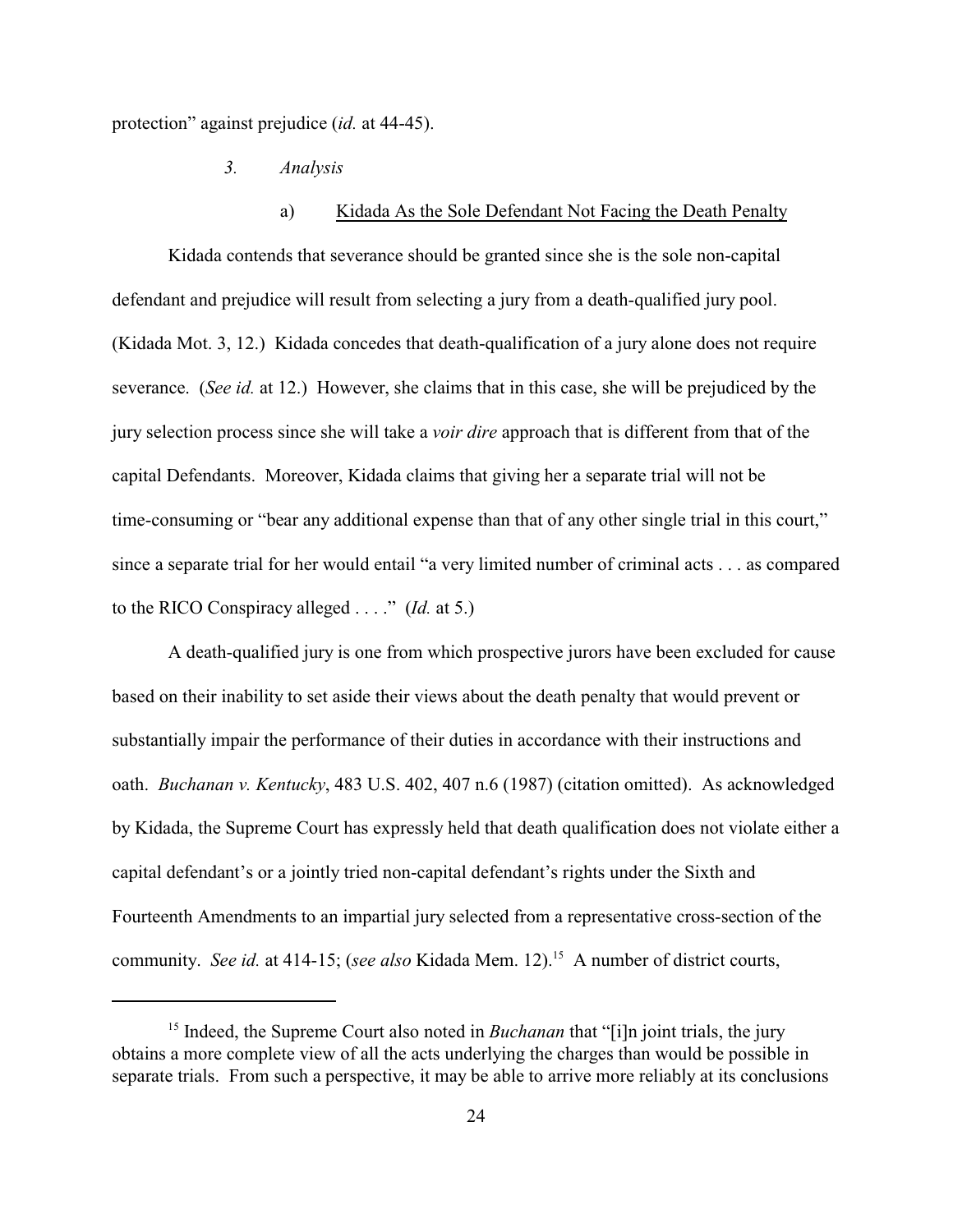protection" against prejudice (*id.* at 44-45).

### *3. Analysis*

#### a) Kidada As the Sole Defendant Not Facing the Death Penalty

Kidada contends that severance should be granted since she is the sole non-capital defendant and prejudice will result from selecting a jury from a death-qualified jury pool. (Kidada Mot. 3, 12.) Kidada concedes that death-qualification of a jury alone does not require severance. (*See id.* at 12.) However, she claims that in this case, she will be prejudiced by the jury selection process since she will take a *voir dire* approach that is different from that of the capital Defendants. Moreover, Kidada claims that giving her a separate trial will not be time-consuming or "bear any additional expense than that of any other single trial in this court," since a separate trial for her would entail "a very limited number of criminal acts . . . as compared to the RICO Conspiracy alleged . . . ." (*Id.* at 5.)

A death-qualified jury is one from which prospective jurors have been excluded for cause based on their inability to set aside their views about the death penalty that would prevent or substantially impair the performance of their duties in accordance with their instructions and oath. *Buchanan v. Kentucky*, 483 U.S. 402, 407 n.6 (1987) (citation omitted). As acknowledged by Kidada, the Supreme Court has expressly held that death qualification does not violate either a capital defendant's or a jointly tried non-capital defendant's rights under the Sixth and Fourteenth Amendments to an impartial jury selected from a representative cross-section of the community. *See id.* at 414-15; (*see also* Kidada Mem. 12).[15] A number of district courts,

[15] Indeed, the Supreme Court also noted in *Buchanan* that "[i]n joint trials, the jury obtains a more complete view of all the acts underlying the charges than would be possible in separate trials. From such a perspective, it may be able to arrive more reliably at its conclusions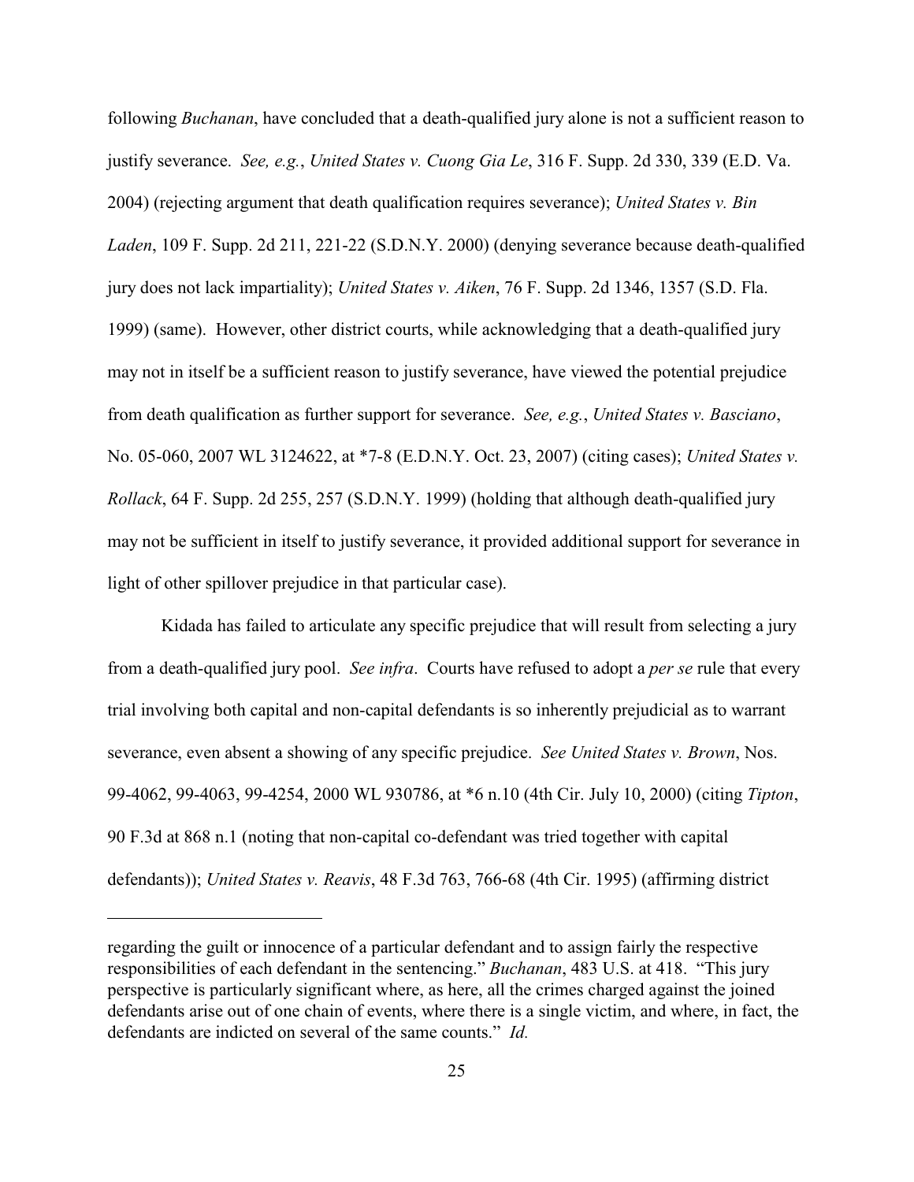following *Buchanan*, have concluded that a death-qualified jury alone is not a sufficient reason to justify severance. *See, e.g.*, *United States v. Cuong Gia Le*, 316 F. Supp. 2d 330, 339 (E.D. Va. 2004) (rejecting argument that death qualification requires severance); *United States v. Bin Laden*, 109 F. Supp. 2d 211, 221-22 (S.D.N.Y. 2000) (denying severance because death-qualified jury does not lack impartiality); *United States v. Aiken*, 76 F. Supp. 2d 1346, 1357 (S.D. Fla. 1999) (same). However, other district courts, while acknowledging that a death-qualified jury may not in itself be a sufficient reason to justify severance, have viewed the potential prejudice from death qualification as further support for severance. *See, e.g.*, *United States v. Basciano*, No. 05-060, 2007 WL 3124622, at *7-8 (E.D.N.Y. Oct. 23, 2007) (citing cases); *United States v. Rollack*, 64 F. Supp. 2d 255, 257 (S.D.N.Y. 1999) (holding that although death-qualified jury may not be sufficient in itself to justify severance, it provided additional support for severance in light of other spillover prejudice in that particular case).

Kidada has failed to articulate any specific prejudice that will result from selecting a jury from a death-qualified jury pool. *See infra*. Courts have refused to adopt a *per se* rule that every trial involving both capital and non-capital defendants is so inherently prejudicial as to warrant severance, even absent a showing of any specific prejudice. *See United States v. Brown*, Nos. 99-4062, 99-4063, 99-4254, 2000 WL 930786, at *6 n.10 (4th Cir. July 10, 2000) (citing *Tipton*, 90 F.3d at 868 n.1 (noting that non-capital co-defendant was tried together with capital defendants)); *United States v. Reavis*, 48 F.3d 763, 766-68 (4th Cir. 1995) (affirming district

---

regarding the guilt or innocence of a particular defendant and to assign fairly the respective responsibilities of each defendant in the sentencing." *Buchanan*, 483 U.S. at 418. "This jury perspective is particularly significant where, as here, all the crimes charged against the joined defendants arise out of one chain of events, where there is a single victim, and where, in fact, the defendants are indicted on several of the same counts." *Id.*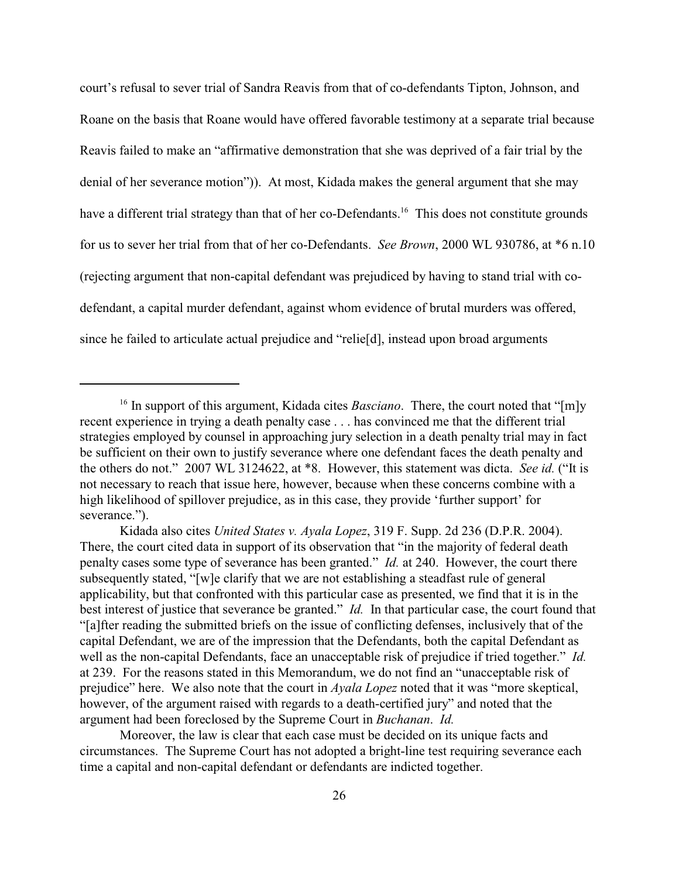court's refusal to sever trial of Sandra Reavis from that of co-defendants Tipton, Johnson, and Roane on the basis that Roane would have offered favorable testimony at a separate trial because Reavis failed to make an "affirmative demonstration that she was deprived of a fair trial by the denial of her severance motion")). At most, Kidada makes the general argument that she may have a different trial strategy than that of her co-Defendants.[16] This does not constitute grounds for us to sever her trial from that of her co-Defendants. *See Brown*, 2000 WL 930786, at *6 n.10 (rejecting argument that non-capital defendant was prejudiced by having to stand trial with co-defendant, a capital murder defendant, against whom evidence of brutal murders was offered, since he failed to articulate actual prejudice and "relie[d], instead upon broad arguments

---

[16] In support of this argument, Kidada cites *Basciano*. There, the court noted that "[m]y recent experience in trying a death penalty case . . . has convinced me that the different trial strategies employed by counsel in approaching jury selection in a death penalty trial may in fact be sufficient on their own to justify severance where one defendant faces the death penalty and the others do not." 2007 WL 3124622, at *8. However, this statement was dicta. *See id.* ("It is not necessary to reach that issue here, however, because when these concerns combine with a high likelihood of spillover prejudice, as in this case, they provide 'further support' for severance.").

Kidada also cites *United States v. Ayala Lopez*, 319 F. Supp. 2d 236 (D.P.R. 2004). There, the court cited data in support of its observation that "in the majority of federal death penalty cases some type of severance has been granted." *Id.* at 240. However, the court there subsequently stated, "[w]e clarify that we are not establishing a steadfast rule of general applicability, but that confronted with this particular case as presented, we find that it is in the best interest of justice that severance be granted." *Id.* In that particular case, the court found that "[a]fter reading the submitted briefs on the issue of conflicting defenses, inclusively that of the capital Defendant, we are of the impression that the Defendants, both the capital Defendant as well as the non-capital Defendants, face an unacceptable risk of prejudice if tried together." *Id.* at 239. For the reasons stated in this Memorandum, we do not find an "unacceptable risk of prejudice" here. We also note that the court in *Ayala Lopez* noted that it was "more skeptical, however, of the argument raised with regards to a death-certified jury" and noted that the argument had been foreclosed by the Supreme Court in *Buchanan*. *Id.*

Moreover, the law is clear that each case must be decided on its unique facts and circumstances. The Supreme Court has not adopted a bright-line test requiring severance each time a capital and non-capital defendant or defendants are indicted together.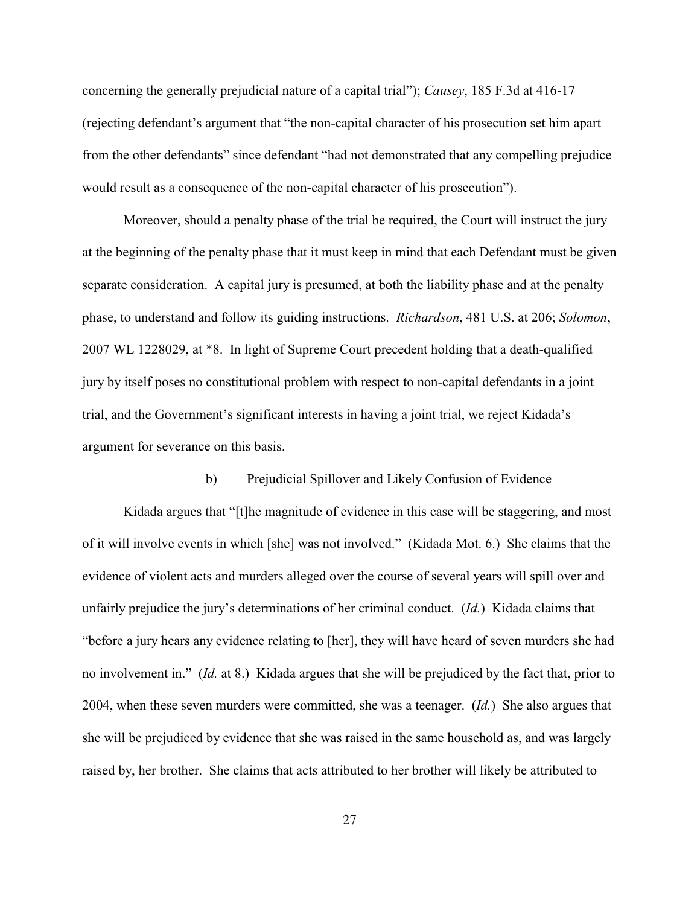concerning the generally prejudicial nature of a capital trial"); *Causey*, 185 F.3d at 416-17 (rejecting defendant's argument that "the non-capital character of his prosecution set him apart from the other defendants" since defendant "had not demonstrated that any compelling prejudice would result as a consequence of the non-capital character of his prosecution").

Moreover, should a penalty phase of the trial be required, the Court will instruct the jury at the beginning of the penalty phase that it must keep in mind that each Defendant must be given separate consideration. A capital jury is presumed, at both the liability phase and at the penalty phase, to understand and follow its guiding instructions. *Richardson*, 481 U.S. at 206; *Solomon*, 2007 WL 1228029, at *8. In light of Supreme Court precedent holding that a death-qualified jury by itself poses no constitutional problem with respect to non-capital defendants in a joint trial, and the Government's significant interests in having a joint trial, we reject Kidada's argument for severance on this basis.

b) Prejudicial Spillover and Likely Confusion of Evidence

Kidada argues that "[t]he magnitude of evidence in this case will be staggering, and most of it will involve events in which [she] was not involved." (Kidada Mot. 6.) She claims that the evidence of violent acts and murders alleged over the course of several years will spill over and unfairly prejudice the jury's determinations of her criminal conduct. (*Id.*) Kidada claims that "before a jury hears any evidence relating to [her], they will have heard of seven murders she had no involvement in." (*Id.* at 8.) Kidada argues that she will be prejudiced by the fact that, prior to 2004, when these seven murders were committed, she was a teenager. (*Id.*) She also argues that she will be prejudiced by evidence that she was raised in the same household as, and was largely raised by, her brother. She claims that acts attributed to her brother will likely be attributed to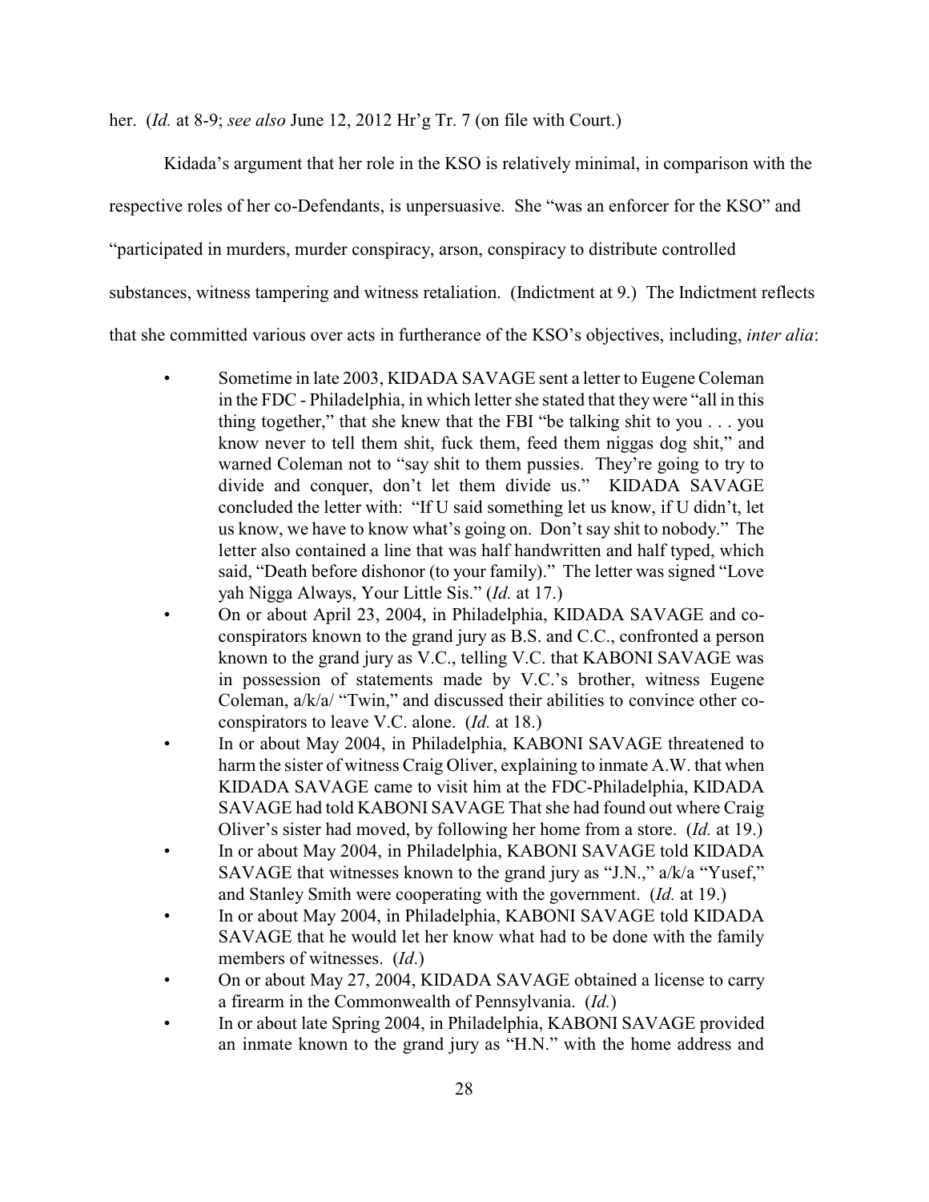her. (*Id.* at 8-9; *see also* June 12, 2012 Hr'g Tr. 7 (on file with Court.)

Kidada's argument that her role in the KSO is relatively minimal, in comparison with the respective roles of her co-Defendants, is unpersuasive. She "was an enforcer for the KSO" and "participated in murders, murder conspiracy, arson, conspiracy to distribute controlled substances, witness tampering and witness retaliation. (Indictment at 9.) The Indictment reflects that she committed various over acts in furtherance of the KSO's objectives, including, *inter alia*:

- Sometime in late 2003, KIDADA SAVAGE sent a letter to Eugene Coleman in the FDC - Philadelphia, in which letter she stated that they were "all in this thing together," that she knew that the FBI "be talking shit to you . . . you know never to tell them shit, fuck them, feed them niggas dog shit," and warned Coleman not to "say shit to them pussies. They're going to try to divide and conquer, don't let them divide us." KIDADA SAVAGE concluded the letter with: "If U said something let us know, if U didn't, let us know, we have to know what's going on. Don't say shit to nobody." The letter also contained a line that was half handwritten and half typed, which said, "Death before dishonor (to your family)." The letter was signed "Love yah Nigga Always, Your Little Sis." (*Id.* at 17.)
- On or about April 23, 2004, in Philadelphia, KIDADA SAVAGE and co-conspirators known to the grand jury as B.S. and C.C., confronted a person known to the grand jury as V.C., telling V.C. that KABONI SAVAGE was in possession of statements made by V.C.'s brother, witness Eugene Coleman, a/k/a/ "Twin," and discussed their abilities to convince other co-conspirators to leave V.C. alone. (*Id.* at 18.)
- In or about May 2004, in Philadelphia, KABONI SAVAGE threatened to harm the sister of witness Craig Oliver, explaining to inmate A.W. that when KIDADA SAVAGE came to visit him at the FDC-Philadelphia, KIDADA SAVAGE had told KABONI SAVAGE That she had found out where Craig Oliver's sister had moved, by following her home from a store. (*Id.* at 19.)
- In or about May 2004, in Philadelphia, KABONI SAVAGE told KIDADA SAVAGE that witnesses known to the grand jury as "J.N.," a/k/a "Yusef," and Stanley Smith were cooperating with the government. (*Id.* at 19.)
- In or about May 2004, in Philadelphia, KABONI SAVAGE told KIDADA SAVAGE that he would let her know what had to be done with the family members of witnesses. (*Id*.)
- On or about May 27, 2004, KIDADA SAVAGE obtained a license to carry a firearm in the Commonwealth of Pennsylvania. (*Id.*)
- In or about late Spring 2004, in Philadelphia, KABONI SAVAGE provided an inmate known to the grand jury as "H.N." with the home address and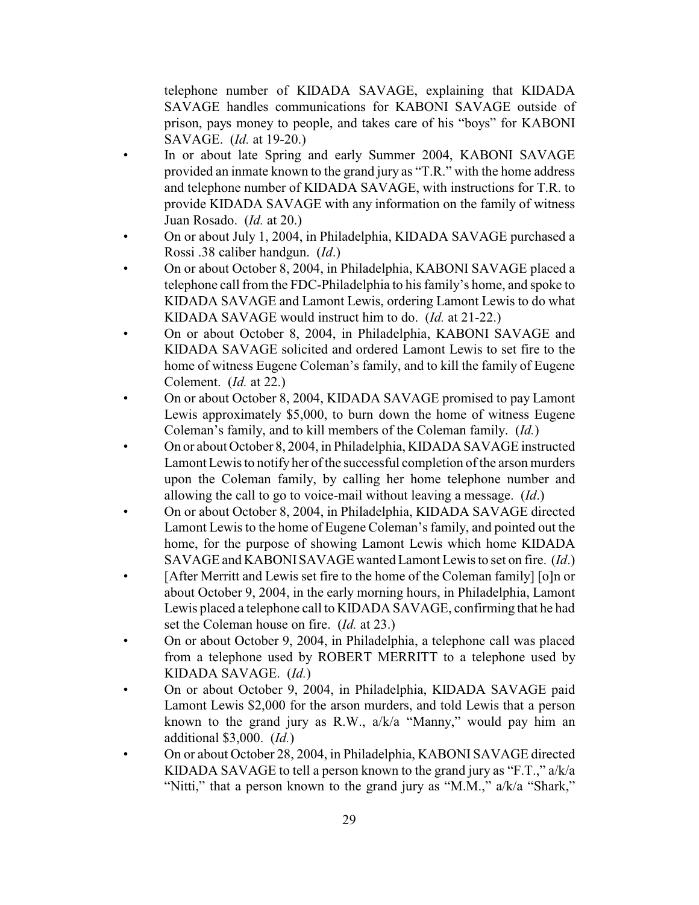telephone number of KIDADA SAVAGE, explaining that KIDADA SAVAGE handles communications for KABONI SAVAGE outside of prison, pays money to people, and takes care of his "boys" for KABONI SAVAGE. (*Id.* at 19-20.)

- In or about late Spring and early Summer 2004, KABONI SAVAGE provided an inmate known to the grand jury as "T.R." with the home address and telephone number of KIDADA SAVAGE, with instructions for T.R. to provide KIDADA SAVAGE with any information on the family of witness Juan Rosado. (*Id.* at 20.)
- On or about July 1, 2004, in Philadelphia, KIDADA SAVAGE purchased a Rossi .38 caliber handgun. (*Id*.)
- On or about October 8, 2004, in Philadelphia, KABONI SAVAGE placed a telephone call from the FDC-Philadelphia to his family's home, and spoke to KIDADA SAVAGE and Lamont Lewis, ordering Lamont Lewis to do what KIDADA SAVAGE would instruct him to do. (*Id.* at 21-22.)
- On or about October 8, 2004, in Philadelphia, KABONI SAVAGE and KIDADA SAVAGE solicited and ordered Lamont Lewis to set fire to the home of witness Eugene Coleman's family, and to kill the family of Eugene Colement. (*Id.* at 22.)
- On or about October 8, 2004, KIDADA SAVAGE promised to pay Lamont Lewis approximately $5,000, to burn down the home of witness Eugene Coleman's family, and to kill members of the Coleman family. (*Id.*)
- On or about October 8, 2004, in Philadelphia, KIDADA SAVAGE instructed Lamont Lewis to notify her of the successful completion of the arson murders upon the Coleman family, by calling her home telephone number and allowing the call to go to voice-mail without leaving a message. (*Id*.)
- On or about October 8, 2004, in Philadelphia, KIDADA SAVAGE directed Lamont Lewis to the home of Eugene Coleman's family, and pointed out the home, for the purpose of showing Lamont Lewis which home KIDADA SAVAGE and KABONI SAVAGE wanted Lamont Lewis to set on fire. (*Id*.)
- [After Merritt and Lewis set fire to the home of the Coleman family] [o]n or about October 9, 2004, in the early morning hours, in Philadelphia, Lamont Lewis placed a telephone call to KIDADA SAVAGE, confirming that he had set the Coleman house on fire. (*Id.* at 23.)
- On or about October 9, 2004, in Philadelphia, a telephone call was placed from a telephone used by ROBERT MERRITT to a telephone used by KIDADA SAVAGE. (*Id.*)
- On or about October 9, 2004, in Philadelphia, KIDADA SAVAGE paid Lamont Lewis $2,000 for the arson murders, and told Lewis that a person known to the grand jury as R.W., a/k/a "Manny," would pay him an additional $3,000. (*Id.*)
- On or about October 28, 2004, in Philadelphia, KABONI SAVAGE directed KIDADA SAVAGE to tell a person known to the grand jury as "F.T.," a/k/a "Nitti," that a person known to the grand jury as "M.M.," a/k/a "Shark,"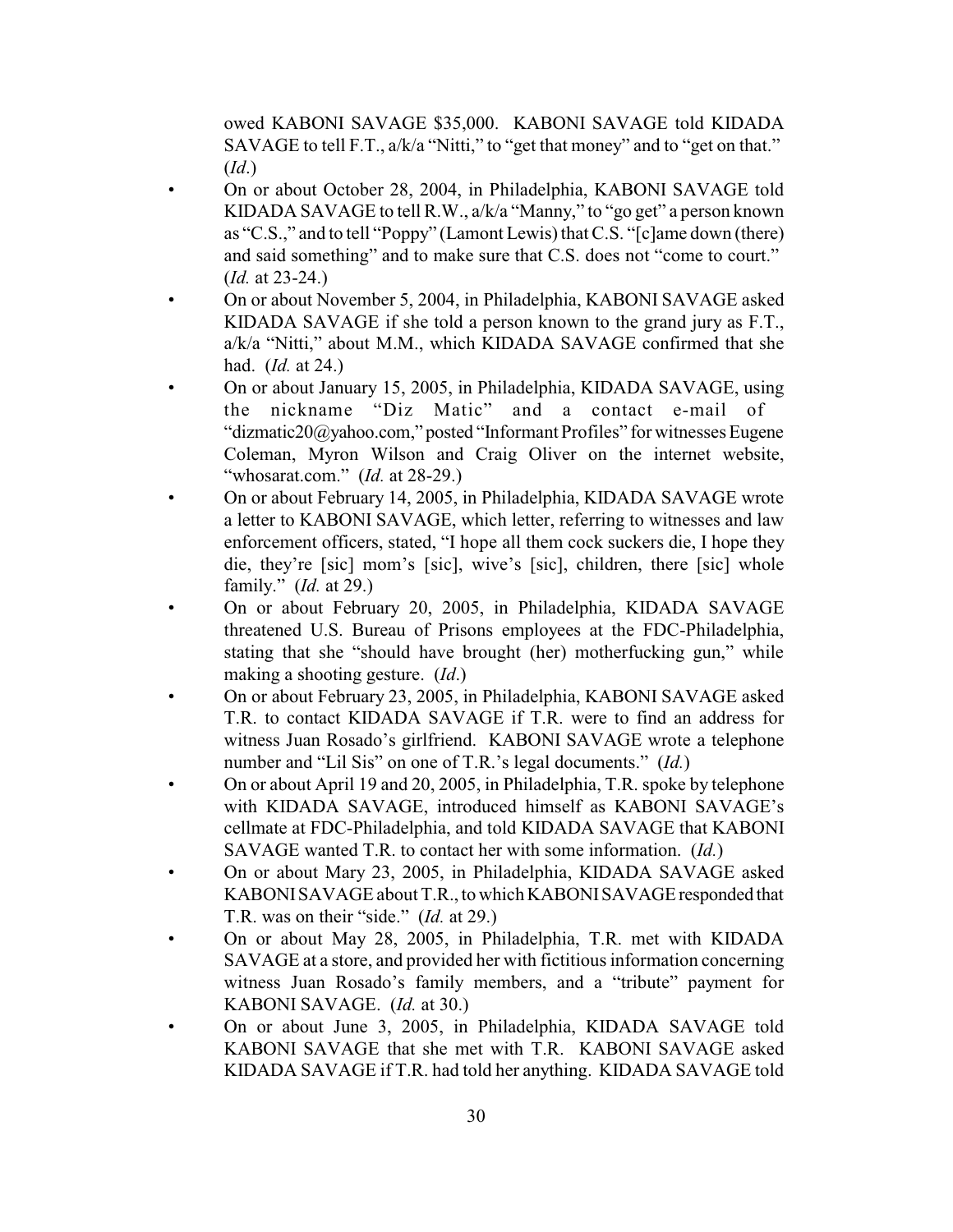owed KABONI SAVAGE $35,000. KABONI SAVAGE told KIDADA SAVAGE to tell F.T., a/k/a "Nitti," to "get that money" and to "get on that." (*Id*.)

- On or about October 28, 2004, in Philadelphia, KABONI SAVAGE told KIDADA SAVAGE to tell R.W., a/k/a "Manny," to "go get" a person known as "C.S.," and to tell "Poppy" (Lamont Lewis) that C.S. "[c]ame down (there) and said something" and to make sure that C.S. does not "come to court." (*Id.* at 23-24.)
- On or about November 5, 2004, in Philadelphia, KABONI SAVAGE asked KIDADA SAVAGE if she told a person known to the grand jury as F.T., a/k/a "Nitti," about M.M., which KIDADA SAVAGE confirmed that she had. (*Id.* at 24.)
- On or about January 15, 2005, in Philadelphia, KIDADA SAVAGE, using the nickname "Diz Matic" and a contact e-mail of "dizmatic20@yahoo.com," posted "Informant Profiles" for witnesses Eugene Coleman, Myron Wilson and Craig Oliver on the internet website, "whosarat.com." (*Id.* at 28-29.)
- On or about February 14, 2005, in Philadelphia, KIDADA SAVAGE wrote a letter to KABONI SAVAGE, which letter, referring to witnesses and law enforcement officers, stated, "I hope all them cock suckers die, I hope they die, they're [sic] mom's [sic], wive's [sic], children, there [sic] whole family." (*Id.* at 29.)
- On or about February 20, 2005, in Philadelphia, KIDADA SAVAGE threatened U.S. Bureau of Prisons employees at the FDC-Philadelphia, stating that she "should have brought (her) motherfucking gun," while making a shooting gesture. (*Id*.)
- On or about February 23, 2005, in Philadelphia, KABONI SAVAGE asked T.R. to contact KIDADA SAVAGE if T.R. were to find an address for witness Juan Rosado's girlfriend. KABONI SAVAGE wrote a telephone number and "Lil Sis" on one of T.R.'s legal documents." (*Id.*)
- On or about April 19 and 20, 2005, in Philadelphia, T.R. spoke by telephone with KIDADA SAVAGE, introduced himself as KABONI SAVAGE's cellmate at FDC-Philadelphia, and told KIDADA SAVAGE that KABONI SAVAGE wanted T.R. to contact her with some information. (*Id.*)
- On or about Mary 23, 2005, in Philadelphia, KIDADA SAVAGE asked KABONI SAVAGE about T.R., to which KABONI SAVAGE responded that T.R. was on their "side." (*Id.* at 29.)
- On or about May 28, 2005, in Philadelphia, T.R. met with KIDADA SAVAGE at a store, and provided her with fictitious information concerning witness Juan Rosado's family members, and a "tribute" payment for KABONI SAVAGE. (*Id.* at 30.)
- On or about June 3, 2005, in Philadelphia, KIDADA SAVAGE told KABONI SAVAGE that she met with T.R. KABONI SAVAGE asked KIDADA SAVAGE if T.R. had told her anything. KIDADA SAVAGE told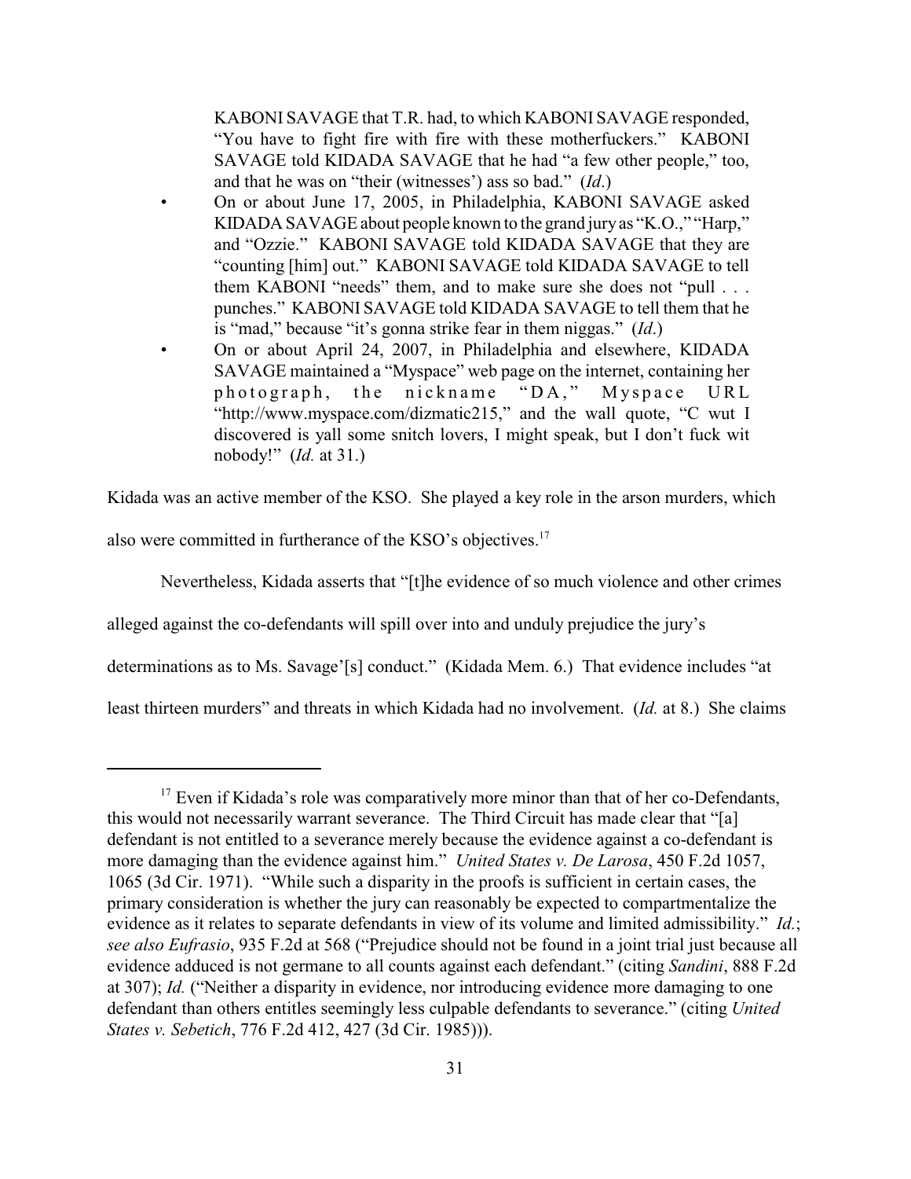KABONI SAVAGE that T.R. had, to which KABONI SAVAGE responded, "You have to fight fire with fire with these motherfuckers." KABONI SAVAGE told KIDADA SAVAGE that he had "a few other people," too, and that he was on "their (witnesses') ass so bad." (*Id*.)

- On or about June 17, 2005, in Philadelphia, KABONI SAVAGE asked KIDADA SAVAGE about people known to the grand jury as "K.O.," "Harp," and "Ozzie." KABONI SAVAGE told KIDADA SAVAGE that they are "counting [him] out." KABONI SAVAGE told KIDADA SAVAGE to tell them KABONI "needs" them, and to make sure she does not "pull . . . punches." KABONI SAVAGE told KIDADA SAVAGE to tell them that he is "mad," because "it's gonna strike fear in them niggas." (*Id*.)
- On or about April 24, 2007, in Philadelphia and elsewhere, KIDADA SAVAGE maintained a "Myspace" web page on the internet, containing her photograph, the nickname "DA," Myspace URL "http://www.myspace.com/dizmatic215," and the wall quote, "C wut I discovered is yall some snitch lovers, I might speak, but I don't fuck wit nobody!" (*Id.* at 31.)

Kidada was an active member of the KSO. She played a key role in the arson murders, which also were committed in furtherance of the KSO's objectives.[17]

Nevertheless, Kidada asserts that "[t]he evidence of so much violence and other crimes alleged against the co-defendants will spill over into and unduly prejudice the jury's determinations as to Ms. Savage'[s] conduct." (Kidada Mem. 6.) That evidence includes "at least thirteen murders" and threats in which Kidada had no involvement. (*Id.* at 8.) She claims

---

[17] Even if Kidada's role was comparatively more minor than that of her co-Defendants, this would not necessarily warrant severance. The Third Circuit has made clear that "[a] defendant is not entitled to a severance merely because the evidence against a co-defendant is more damaging than the evidence against him." *United States v. De Larosa*, 450 F.2d 1057, 1065 (3d Cir. 1971). "While such a disparity in the proofs is sufficient in certain cases, the primary consideration is whether the jury can reasonably be expected to compartmentalize the evidence as it relates to separate defendants in view of its volume and limited admissibility." *Id.*; *see also Eufrasio*, 935 F.2d at 568 ("Prejudice should not be found in a joint trial just because all evidence adduced is not germane to all counts against each defendant." (citing *Sandini*, 888 F.2d at 307); *Id.* ("Neither a disparity in evidence, nor introducing evidence more damaging to one defendant than others entitles seemingly less culpable defendants to severance." (citing *United States v. Sebetich*, 776 F.2d 412, 427 (3d Cir. 1985))).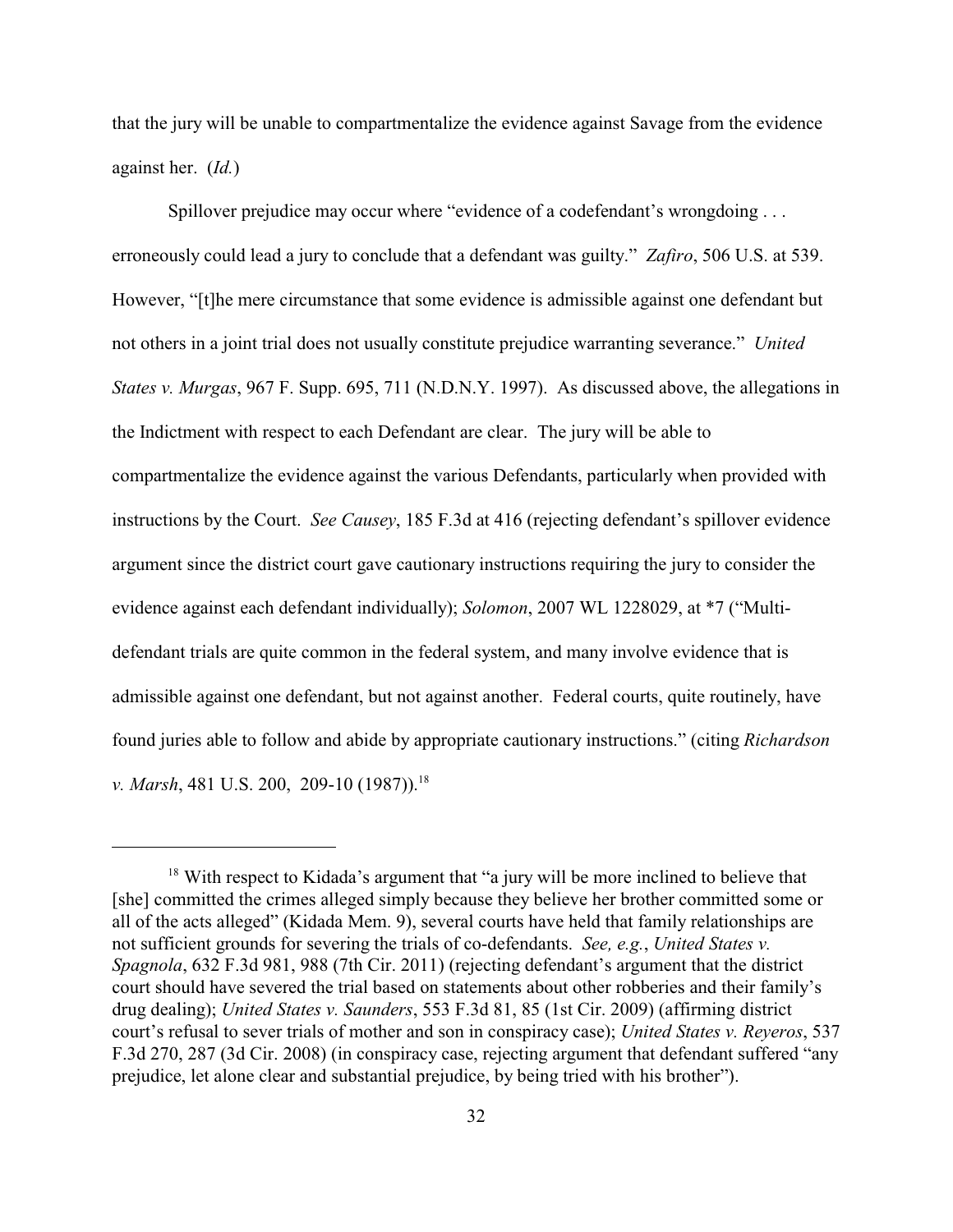that the jury will be unable to compartmentalize the evidence against Savage from the evidence against her. (*Id.*)

Spillover prejudice may occur where "evidence of a codefendant's wrongdoing . . . erroneously could lead a jury to conclude that a defendant was guilty." *Zafiro*, 506 U.S. at 539. However, "[t]he mere circumstance that some evidence is admissible against one defendant but not others in a joint trial does not usually constitute prejudice warranting severance." *United States v. Murgas*, 967 F. Supp. 695, 711 (N.D.N.Y. 1997). As discussed above, the allegations in the Indictment with respect to each Defendant are clear. The jury will be able to compartmentalize the evidence against the various Defendants, particularly when provided with instructions by the Court. *See Causey*, 185 F.3d at 416 (rejecting defendant's spillover evidence argument since the district court gave cautionary instructions requiring the jury to consider the evidence against each defendant individually); *Solomon*, 2007 WL 1228029, at *7 ("Multi-defendant trials are quite common in the federal system, and many involve evidence that is admissible against one defendant, but not against another. Federal courts, quite routinely, have found juries able to follow and abide by appropriate cautionary instructions." (citing *Richardson v. Marsh*, 481 U.S. 200, 209-10 (1987)).[18]

---

[18] With respect to Kidada's argument that "a jury will be more inclined to believe that [she] committed the crimes alleged simply because they believe her brother committed some or all of the acts alleged" (Kidada Mem. 9), several courts have held that family relationships are not sufficient grounds for severing the trials of co-defendants. *See, e.g.*, *United States v. Spagnola*, 632 F.3d 981, 988 (7th Cir. 2011) (rejecting defendant's argument that the district court should have severed the trial based on statements about other robberies and their family's drug dealing); *United States v. Saunders*, 553 F.3d 81, 85 (1st Cir. 2009) (affirming district court's refusal to sever trials of mother and son in conspiracy case); *United States v. Reyeros*, 537 F.3d 270, 287 (3d Cir. 2008) (in conspiracy case, rejecting argument that defendant suffered "any prejudice, let alone clear and substantial prejudice, by being tried with his brother").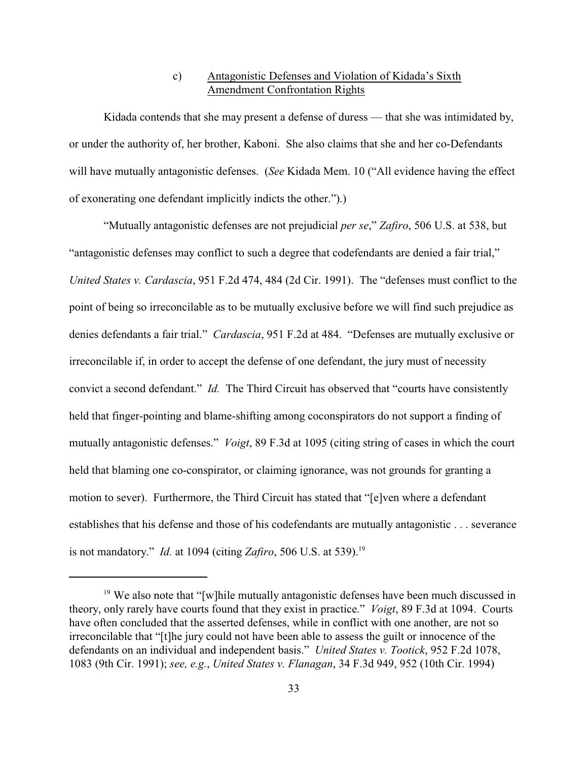### c) Antagonistic Defenses and Violation of Kidada's Sixth Amendment Confrontation Rights

Kidada contends that she may present a defense of duress — that she was intimidated by, or under the authority of, her brother, Kaboni. She also claims that she and her co-Defendants will have mutually antagonistic defenses. (*See* Kidada Mem. 10 ("All evidence having the effect of exonerating one defendant implicitly indicts the other.").)

"Mutually antagonistic defenses are not prejudicial *per se*," *Zafiro*, 506 U.S. at 538, but "antagonistic defenses may conflict to such a degree that codefendants are denied a fair trial," *United States v. Cardascia*, 951 F.2d 474, 484 (2d Cir. 1991). The "defenses must conflict to the point of being so irreconcilable as to be mutually exclusive before we will find such prejudice as denies defendants a fair trial." *Cardascia*, 951 F.2d at 484. "Defenses are mutually exclusive or irreconcilable if, in order to accept the defense of one defendant, the jury must of necessity convict a second defendant." *Id.* The Third Circuit has observed that "courts have consistently held that finger-pointing and blame-shifting among coconspirators do not support a finding of mutually antagonistic defenses." *Voigt*, 89 F.3d at 1095 (citing string of cases in which the court held that blaming one co-conspirator, or claiming ignorance, was not grounds for granting a motion to sever). Furthermore, the Third Circuit has stated that "[e]ven where a defendant establishes that his defense and those of his codefendants are mutually antagonistic . . . severance is not mandatory." *Id.* at 1094 (citing *Zafiro*, 506 U.S. at 539).[19]

[19] We also note that "[w]hile mutually antagonistic defenses have been much discussed in theory, only rarely have courts found that they exist in practice." *Voigt*, 89 F.3d at 1094. Courts have often concluded that the asserted defenses, while in conflict with one another, are not so irreconcilable that "[t]he jury could not have been able to assess the guilt or innocence of the defendants on an individual and independent basis." *United States v. Tootick*, 952 F.2d 1078, 1083 (9th Cir. 1991); *see, e.g.*, *United States v. Flanagan*, 34 F.3d 949, 952 (10th Cir. 1994)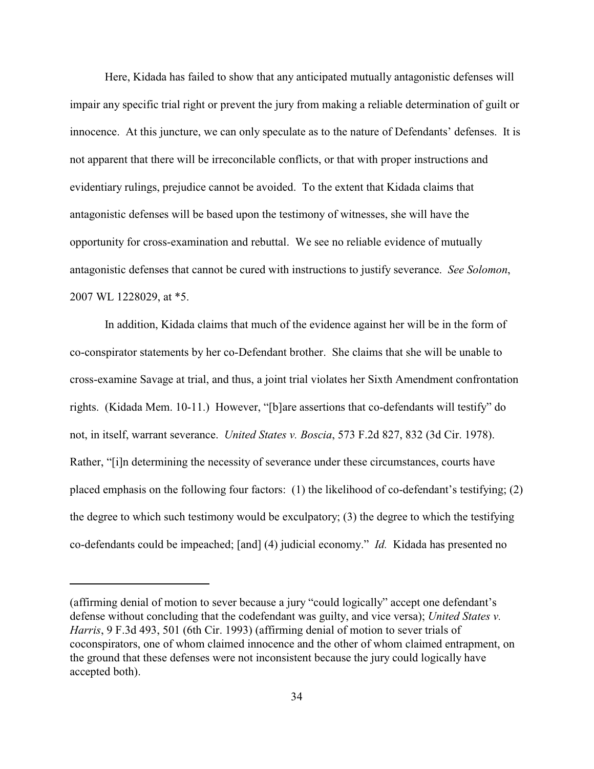Here, Kidada has failed to show that any anticipated mutually antagonistic defenses will impair any specific trial right or prevent the jury from making a reliable determination of guilt or innocence. At this juncture, we can only speculate as to the nature of Defendants' defenses. It is not apparent that there will be irreconcilable conflicts, or that with proper instructions and evidentiary rulings, prejudice cannot be avoided. To the extent that Kidada claims that antagonistic defenses will be based upon the testimony of witnesses, she will have the opportunity for cross-examination and rebuttal. We see no reliable evidence of mutually antagonistic defenses that cannot be cured with instructions to justify severance. *See Solomon*, 2007 WL 1228029, at *5.

In addition, Kidada claims that much of the evidence against her will be in the form of co-conspirator statements by her co-Defendant brother. She claims that she will be unable to cross-examine Savage at trial, and thus, a joint trial violates her Sixth Amendment confrontation rights. (Kidada Mem. 10-11.) However, "[b]are assertions that co-defendants will testify" do not, in itself, warrant severance. *United States v. Boscia*, 573 F.2d 827, 832 (3d Cir. 1978). Rather, "[i]n determining the necessity of severance under these circumstances, courts have placed emphasis on the following four factors: (1) the likelihood of co-defendant's testifying; (2) the degree to which such testimony would be exculpatory; (3) the degree to which the testifying co-defendants could be impeached; [and] (4) judicial economy." *Id.* Kidada has presented no

---

(affirming denial of motion to sever because a jury "could logically" accept one defendant's defense without concluding that the codefendant was guilty, and vice versa); *United States v. Harris*, 9 F.3d 493, 501 (6th Cir. 1993) (affirming denial of motion to sever trials of coconspirators, one of whom claimed innocence and the other of whom claimed entrapment, on the ground that these defenses were not inconsistent because the jury could logically have accepted both).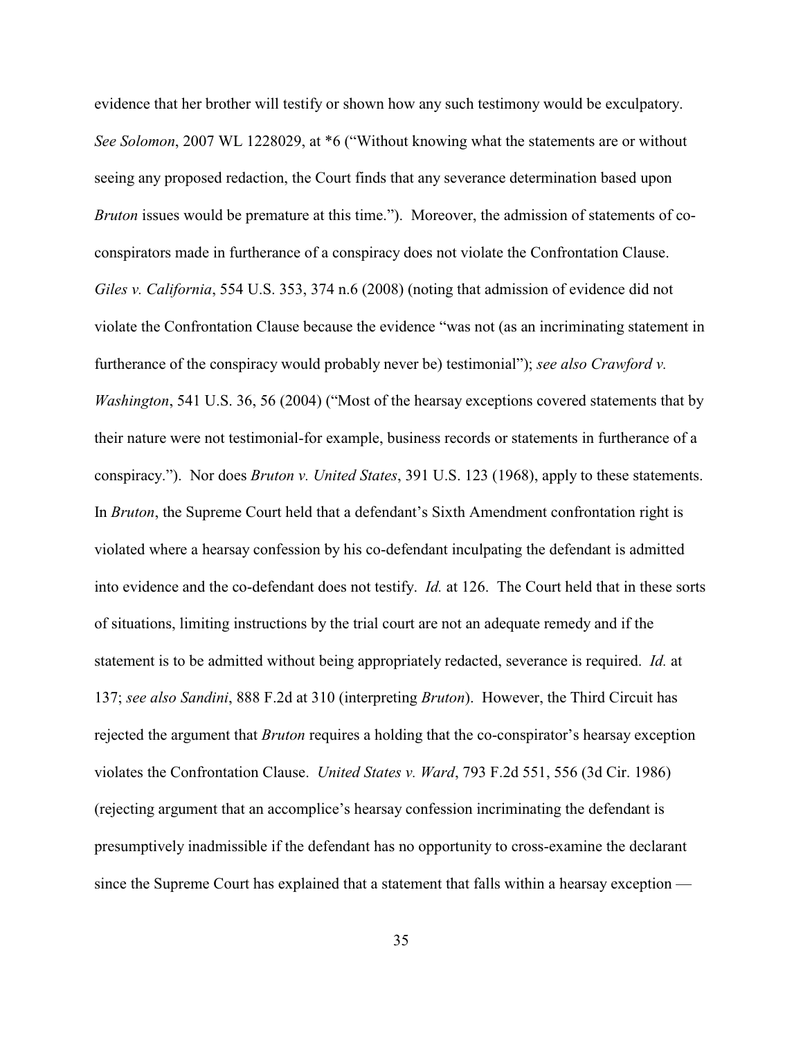evidence that her brother will testify or shown how any such testimony would be exculpatory. *See Solomon*, 2007 WL 1228029, at *6 ("Without knowing what the statements are or without seeing any proposed redaction, the Court finds that any severance determination based upon *Bruton* issues would be premature at this time."). Moreover, the admission of statements of co-conspirators made in furtherance of a conspiracy does not violate the Confrontation Clause. *Giles v. California*, 554 U.S. 353, 374 n.6 (2008) (noting that admission of evidence did not violate the Confrontation Clause because the evidence "was not (as an incriminating statement in furtherance of the conspiracy would probably never be) testimonial"); *see also Crawford v. Washington*, 541 U.S. 36, 56 (2004) ("Most of the hearsay exceptions covered statements that by their nature were not testimonial-for example, business records or statements in furtherance of a conspiracy."). Nor does *Bruton v. United States*, 391 U.S. 123 (1968), apply to these statements. In *Bruton*, the Supreme Court held that a defendant's Sixth Amendment confrontation right is violated where a hearsay confession by his co-defendant inculpating the defendant is admitted into evidence and the co-defendant does not testify. *Id.* at 126. The Court held that in these sorts of situations, limiting instructions by the trial court are not an adequate remedy and if the statement is to be admitted without being appropriately redacted, severance is required. *Id.* at 137; *see also Sandini*, 888 F.2d at 310 (interpreting *Bruton*). However, the Third Circuit has rejected the argument that *Bruton* requires a holding that the co-conspirator's hearsay exception violates the Confrontation Clause. *United States v. Ward*, 793 F.2d 551, 556 (3d Cir. 1986) (rejecting argument that an accomplice's hearsay confession incriminating the defendant is presumptively inadmissible if the defendant has no opportunity to cross-examine the declarant since the Supreme Court has explained that a statement that falls within a hearsay exception —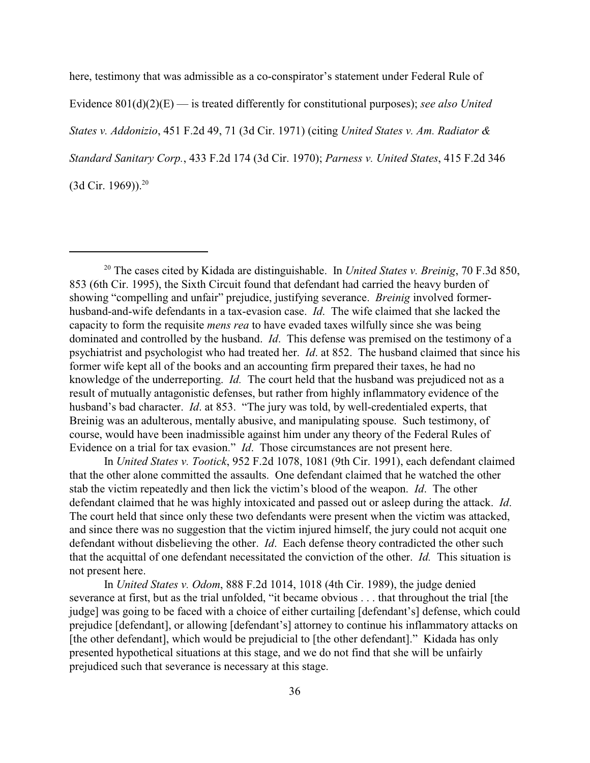here, testimony that was admissible as a co-conspirator's statement under Federal Rule of Evidence 801(d)(2)(E) — is treated differently for constitutional purposes); *see also United States v. Addonizio*, 451 F.2d 49, 71 (3d Cir. 1971) (citing *United States v. Am. Radiator & Standard Sanitary Corp.*, 433 F.2d 174 (3d Cir. 1970); *Parness v. United States*, 415 F.2d 346 (3d Cir. 1969)).[20]

---

[20] The cases cited by Kidada are distinguishable. In *United States v. Breinig*, 70 F.3d 850, 853 (6th Cir. 1995), the Sixth Circuit found that defendant had carried the heavy burden of showing "compelling and unfair" prejudice, justifying severance. *Breinig* involved former-husband-and-wife defendants in a tax-evasion case. *Id*. The wife claimed that she lacked the capacity to form the requisite *mens rea* to have evaded taxes wilfully since she was being dominated and controlled by the husband. *Id*. This defense was premised on the testimony of a psychiatrist and psychologist who had treated her. *Id*. at 852. The husband claimed that since his former wife kept all of the books and an accounting firm prepared their taxes, he had no knowledge of the underreporting. *Id.* The court held that the husband was prejudiced not as a result of mutually antagonistic defenses, but rather from highly inflammatory evidence of the husband's bad character. *Id*. at 853. "The jury was told, by well-credentialed experts, that Breinig was an adulterous, mentally abusive, and manipulating spouse. Such testimony, of course, would have been inadmissible against him under any theory of the Federal Rules of Evidence on a trial for tax evasion." *Id*. Those circumstances are not present here.

In *United States v. Tootick*, 952 F.2d 1078, 1081 (9th Cir. 1991), each defendant claimed that the other alone committed the assaults. One defendant claimed that he watched the other stab the victim repeatedly and then lick the victim's blood of the weapon. *Id*. The other defendant claimed that he was highly intoxicated and passed out or asleep during the attack. *Id*. The court held that since only these two defendants were present when the victim was attacked, and since there was no suggestion that the victim injured himself, the jury could not acquit one defendant without disbelieving the other. *Id*. Each defense theory contradicted the other such that the acquittal of one defendant necessitated the conviction of the other. *Id.* This situation is not present here.

In *United States v. Odom*, 888 F.2d 1014, 1018 (4th Cir. 1989), the judge denied severance at first, but as the trial unfolded, "it became obvious . . . that throughout the trial [the judge] was going to be faced with a choice of either curtailing [defendant's] defense, which could prejudice [defendant], or allowing [defendant's] attorney to continue his inflammatory attacks on [the other defendant], which would be prejudicial to [the other defendant]." Kidada has only presented hypothetical situations at this stage, and we do not find that she will be unfairly prejudiced such that severance is necessary at this stage.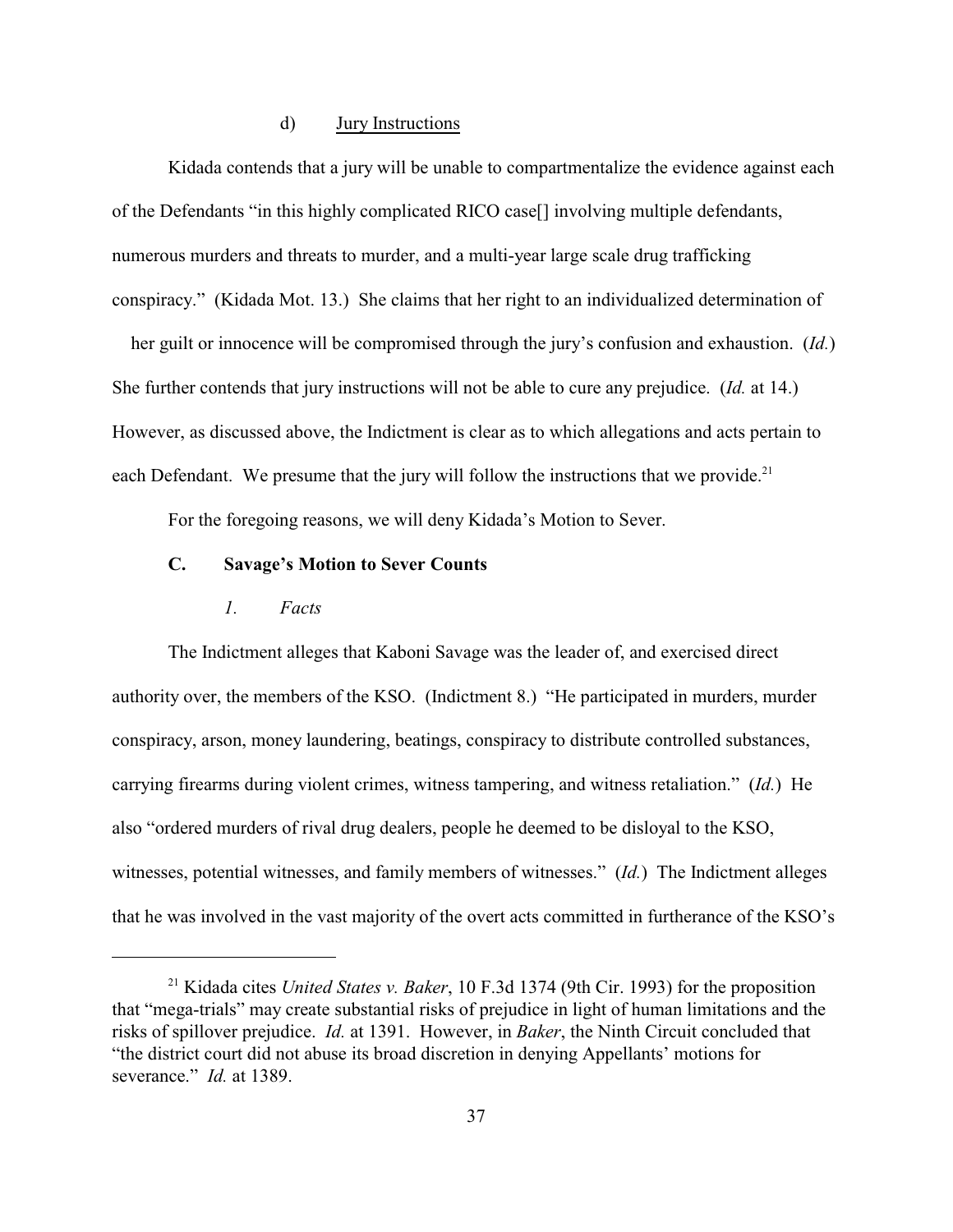#### d) Jury Instructions

Kidada contends that a jury will be unable to compartmentalize the evidence against each of the Defendants "in this highly complicated RICO case[] involving multiple defendants, numerous murders and threats to murder, and a multi-year large scale drug trafficking conspiracy." (Kidada Mot. 13.) She claims that her right to an individualized determination of her guilt or innocence will be compromised through the jury's confusion and exhaustion. (*Id.*) She further contends that jury instructions will not be able to cure any prejudice. (*Id.* at 14.) However, as discussed above, the Indictment is clear as to which allegations and acts pertain to each Defendant. We presume that the jury will follow the instructions that we provide.[21]

For the foregoing reasons, we will deny Kidada's Motion to Sever.

### C. Savage's Motion to Sever Counts

#### *1. Facts*

The Indictment alleges that Kaboni Savage was the leader of, and exercised direct authority over, the members of the KSO. (Indictment 8.) "He participated in murders, murder conspiracy, arson, money laundering, beatings, conspiracy to distribute controlled substances, carrying firearms during violent crimes, witness tampering, and witness retaliation." (*Id.*) He also "ordered murders of rival drug dealers, people he deemed to be disloyal to the KSO, witnesses, potential witnesses, and family members of witnesses." (*Id.*) The Indictment alleges that he was involved in the vast majority of the overt acts committed in furtherance of the KSO's

---

[21] Kidada cites *United States v. Baker*, 10 F.3d 1374 (9th Cir. 1993) for the proposition that "mega-trials" may create substantial risks of prejudice in light of human limitations and the risks of spillover prejudice. *Id.* at 1391. However, in *Baker*, the Ninth Circuit concluded that "the district court did not abuse its broad discretion in denying Appellants' motions for severance." *Id.* at 1389.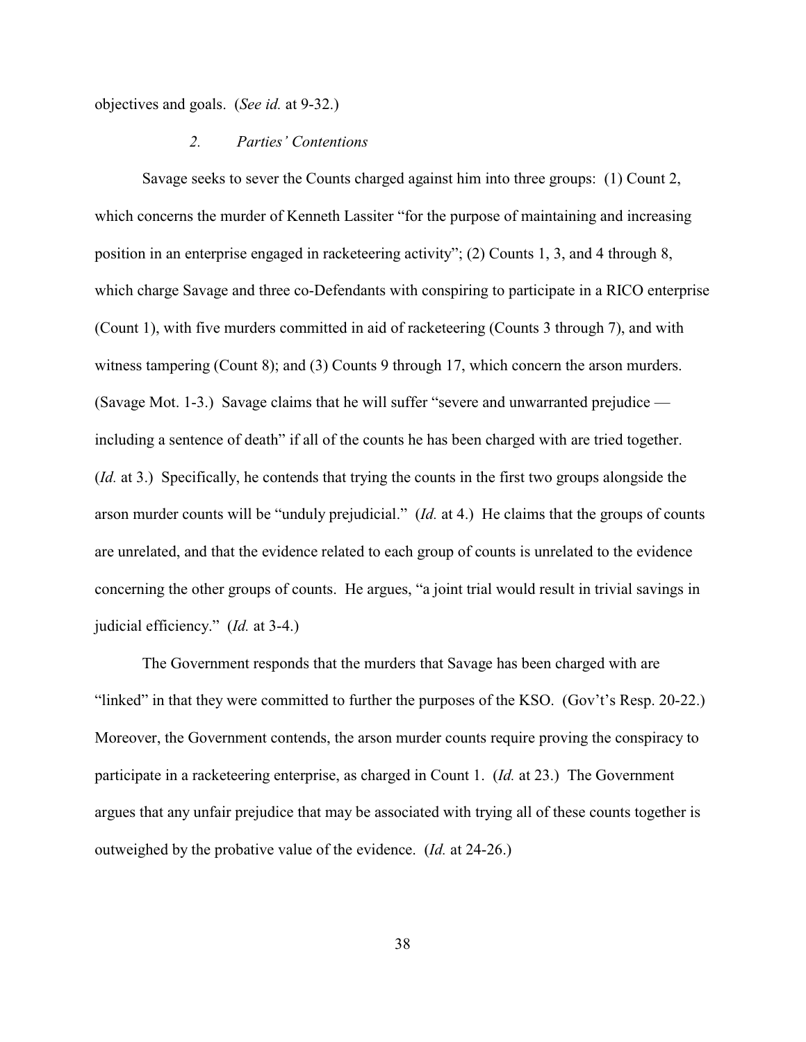objectives and goals. (*See id.* at 9-32.)

### *2. Parties' Contentions*

Savage seeks to sever the Counts charged against him into three groups: (1) Count 2, which concerns the murder of Kenneth Lassiter "for the purpose of maintaining and increasing position in an enterprise engaged in racketeering activity"; (2) Counts 1, 3, and 4 through 8, which charge Savage and three co-Defendants with conspiring to participate in a RICO enterprise (Count 1), with five murders committed in aid of racketeering (Counts 3 through 7), and with witness tampering (Count 8); and (3) Counts 9 through 17, which concern the arson murders. (Savage Mot. 1-3.) Savage claims that he will suffer "severe and unwarranted prejudice — including a sentence of death" if all of the counts he has been charged with are tried together. (*Id.* at 3.) Specifically, he contends that trying the counts in the first two groups alongside the arson murder counts will be "unduly prejudicial." (*Id.* at 4.) He claims that the groups of counts are unrelated, and that the evidence related to each group of counts is unrelated to the evidence concerning the other groups of counts. He argues, "a joint trial would result in trivial savings in judicial efficiency." (*Id.* at 3-4.)

The Government responds that the murders that Savage has been charged with are "linked" in that they were committed to further the purposes of the KSO. (Gov't's Resp. 20-22.) Moreover, the Government contends, the arson murder counts require proving the conspiracy to participate in a racketeering enterprise, as charged in Count 1. (*Id.* at 23.) The Government argues that any unfair prejudice that may be associated with trying all of these counts together is outweighed by the probative value of the evidence. (*Id.* at 24-26.)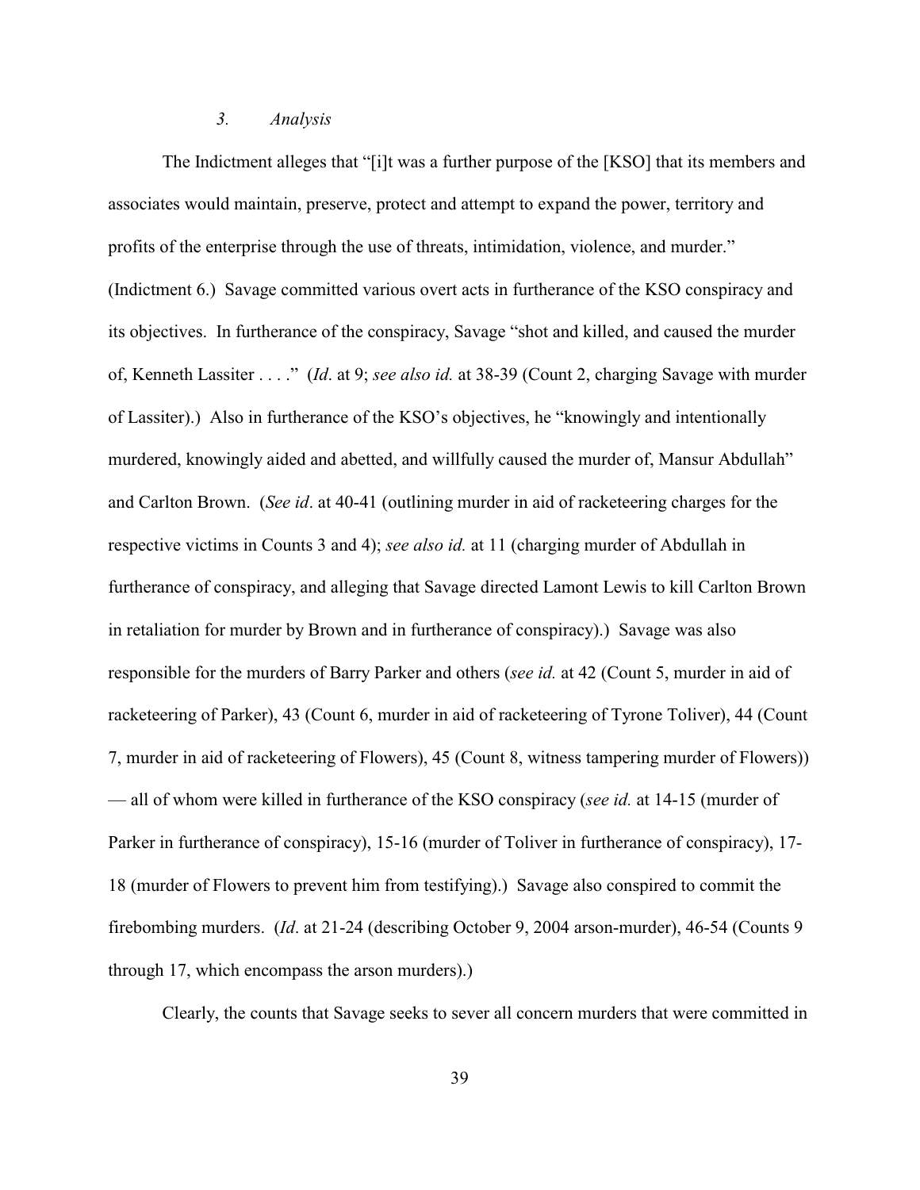### *3. Analysis*

The Indictment alleges that "[i]t was a further purpose of the [KSO] that its members and associates would maintain, preserve, protect and attempt to expand the power, territory and profits of the enterprise through the use of threats, intimidation, violence, and murder." (Indictment 6.) Savage committed various overt acts in furtherance of the KSO conspiracy and its objectives. In furtherance of the conspiracy, Savage "shot and killed, and caused the murder of, Kenneth Lassiter . . . ." (*Id*. at 9; *see also id.* at 38-39 (Count 2, charging Savage with murder of Lassiter).) Also in furtherance of the KSO's objectives, he "knowingly and intentionally murdered, knowingly aided and abetted, and willfully caused the murder of, Mansur Abdullah" and Carlton Brown. (*See id*. at 40-41 (outlining murder in aid of racketeering charges for the respective victims in Counts 3 and 4); *see also id.* at 11 (charging murder of Abdullah in furtherance of conspiracy, and alleging that Savage directed Lamont Lewis to kill Carlton Brown in retaliation for murder by Brown and in furtherance of conspiracy).) Savage was also responsible for the murders of Barry Parker and others (*see id.* at 42 (Count 5, murder in aid of racketeering of Parker), 43 (Count 6, murder in aid of racketeering of Tyrone Toliver), 44 (Count 7, murder in aid of racketeering of Flowers), 45 (Count 8, witness tampering murder of Flowers)) — all of whom were killed in furtherance of the KSO conspiracy (*see id.* at 14-15 (murder of Parker in furtherance of conspiracy), 15-16 (murder of Toliver in furtherance of conspiracy), 17-18 (murder of Flowers to prevent him from testifying).) Savage also conspired to commit the firebombing murders. (*Id*. at 21-24 (describing October 9, 2004 arson-murder), 46-54 (Counts 9 through 17, which encompass the arson murders).)

Clearly, the counts that Savage seeks to sever all concern murders that were committed in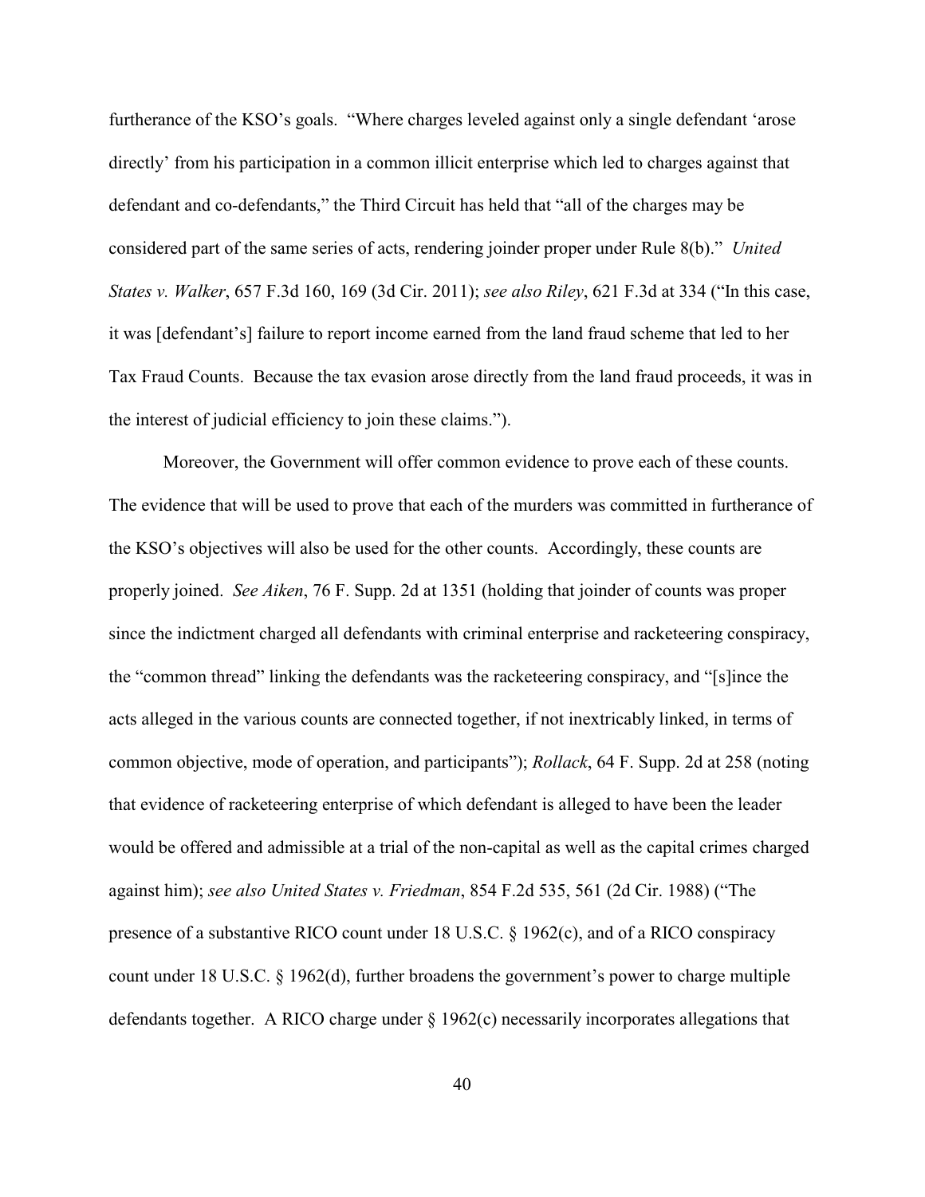furtherance of the KSO's goals. "Where charges leveled against only a single defendant 'arose directly' from his participation in a common illicit enterprise which led to charges against that defendant and co-defendants," the Third Circuit has held that "all of the charges may be considered part of the same series of acts, rendering joinder proper under Rule 8(b)." *United States v. Walker*, 657 F.3d 160, 169 (3d Cir. 2011); *see also Riley*, 621 F.3d at 334 ("In this case, it was [defendant's] failure to report income earned from the land fraud scheme that led to her Tax Fraud Counts. Because the tax evasion arose directly from the land fraud proceeds, it was in the interest of judicial efficiency to join these claims.").

Moreover, the Government will offer common evidence to prove each of these counts. The evidence that will be used to prove that each of the murders was committed in furtherance of the KSO's objectives will also be used for the other counts. Accordingly, these counts are properly joined. *See Aiken*, 76 F. Supp. 2d at 1351 (holding that joinder of counts was proper since the indictment charged all defendants with criminal enterprise and racketeering conspiracy, the "common thread" linking the defendants was the racketeering conspiracy, and "[s]ince the acts alleged in the various counts are connected together, if not inextricably linked, in terms of common objective, mode of operation, and participants"); *Rollack*, 64 F. Supp. 2d at 258 (noting that evidence of racketeering enterprise of which defendant is alleged to have been the leader would be offered and admissible at a trial of the non-capital as well as the capital crimes charged against him); *see also United States v. Friedman*, 854 F.2d 535, 561 (2d Cir. 1988) ("The presence of a substantive RICO count under 18 U.S.C. § 1962(c), and of a RICO conspiracy count under 18 U.S.C. § 1962(d), further broadens the government's power to charge multiple defendants together. A RICO charge under § 1962(c) necessarily incorporates allegations that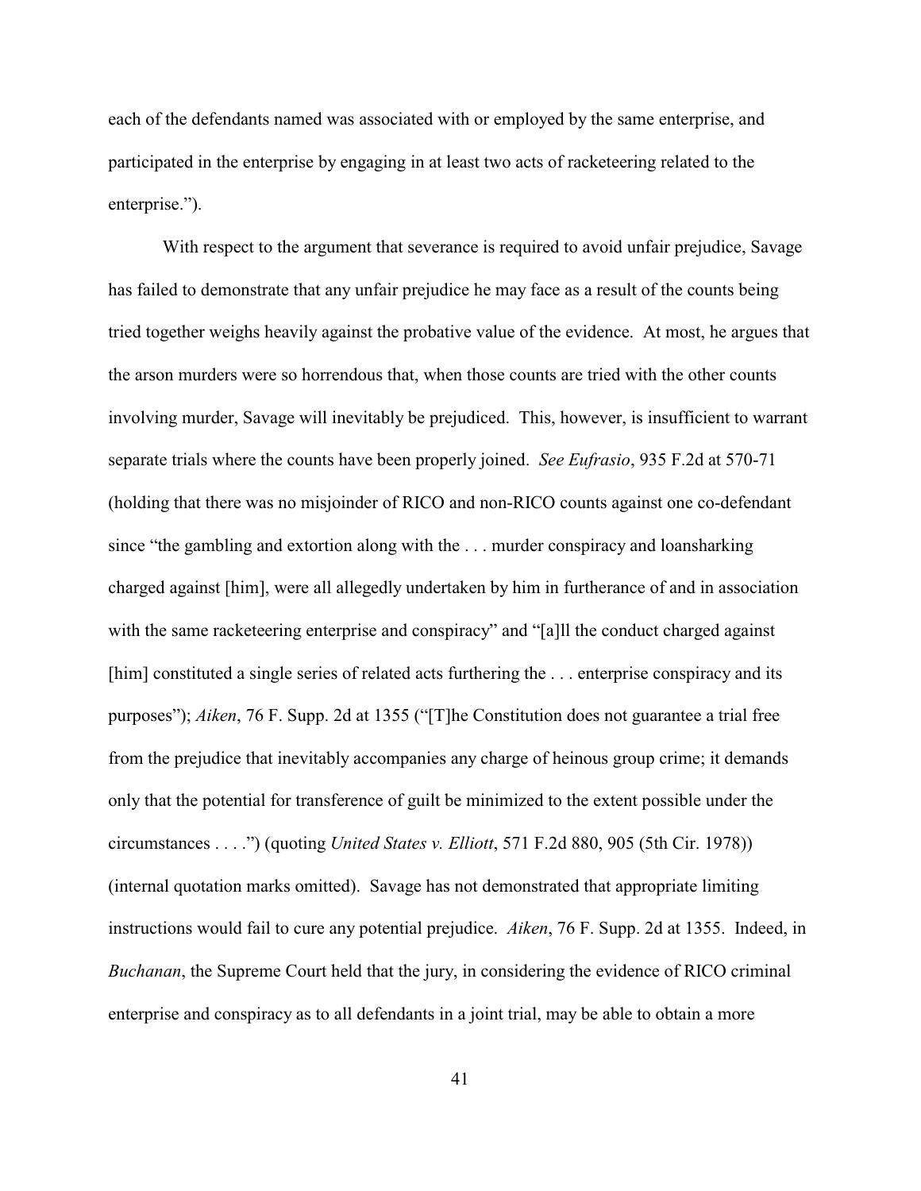each of the defendants named was associated with or employed by the same enterprise, and participated in the enterprise by engaging in at least two acts of racketeering related to the enterprise.").

With respect to the argument that severance is required to avoid unfair prejudice, Savage has failed to demonstrate that any unfair prejudice he may face as a result of the counts being tried together weighs heavily against the probative value of the evidence. At most, he argues that the arson murders were so horrendous that, when those counts are tried with the other counts involving murder, Savage will inevitably be prejudiced. This, however, is insufficient to warrant separate trials where the counts have been properly joined. *See Eufrasio*, 935 F.2d at 570-71 (holding that there was no misjoinder of RICO and non-RICO counts against one co-defendant since "the gambling and extortion along with the . . . murder conspiracy and loansharking charged against [him], were all allegedly undertaken by him in furtherance of and in association with the same racketeering enterprise and conspiracy" and "[a]ll the conduct charged against [him] constituted a single series of related acts furthering the . . . enterprise conspiracy and its purposes"); *Aiken*, 76 F. Supp. 2d at 1355 ("[T]he Constitution does not guarantee a trial free from the prejudice that inevitably accompanies any charge of heinous group crime; it demands only that the potential for transference of guilt be minimized to the extent possible under the circumstances . . . .") (quoting *United States v. Elliott*, 571 F.2d 880, 905 (5th Cir. 1978)) (internal quotation marks omitted). Savage has not demonstrated that appropriate limiting instructions would fail to cure any potential prejudice. *Aiken*, 76 F. Supp. 2d at 1355. Indeed, in *Buchanan*, the Supreme Court held that the jury, in considering the evidence of RICO criminal enterprise and conspiracy as to all defendants in a joint trial, may be able to obtain a more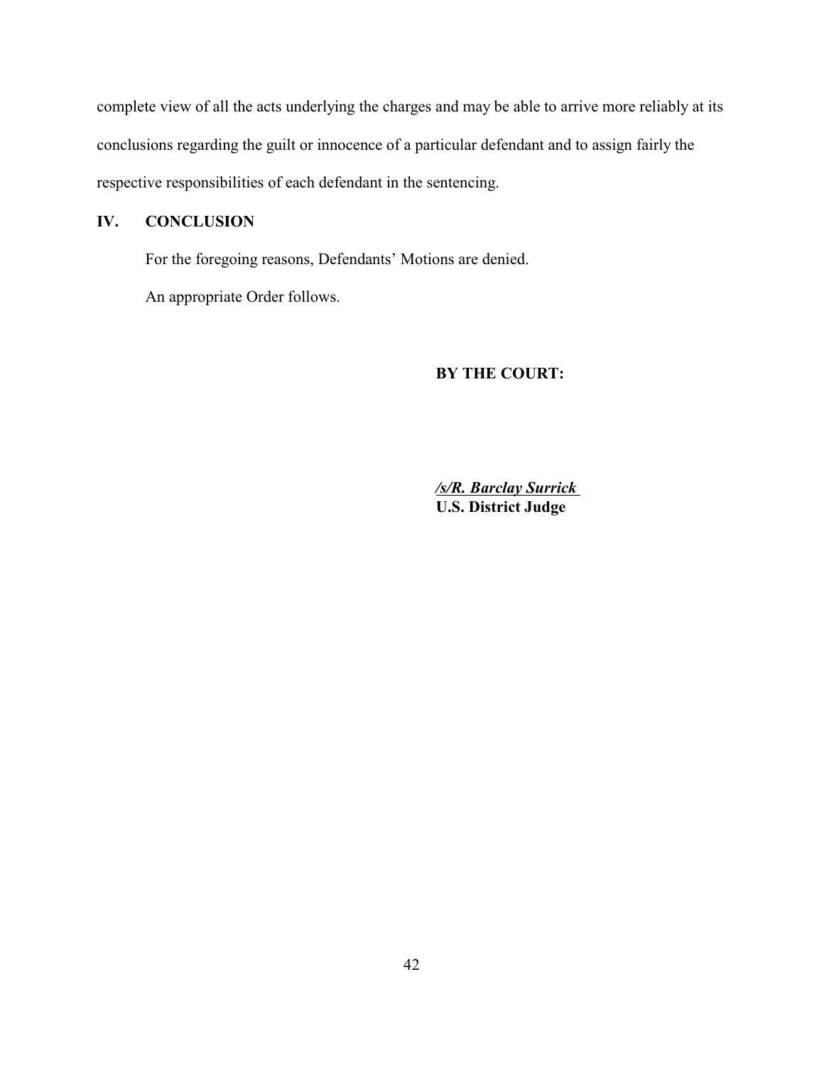complete view of all the acts underlying the charges and may be able to arrive more reliably at its conclusions regarding the guilt or innocence of a particular defendant and to assign fairly the respective responsibilities of each defendant in the sentencing.

## IV. CONCLUSION

For the foregoing reasons, Defendants' Motions are denied.

An appropriate Order follows.

**BY THE COURT:**

***/s/R. Barclay Surrick***
**U.S. District Judge**